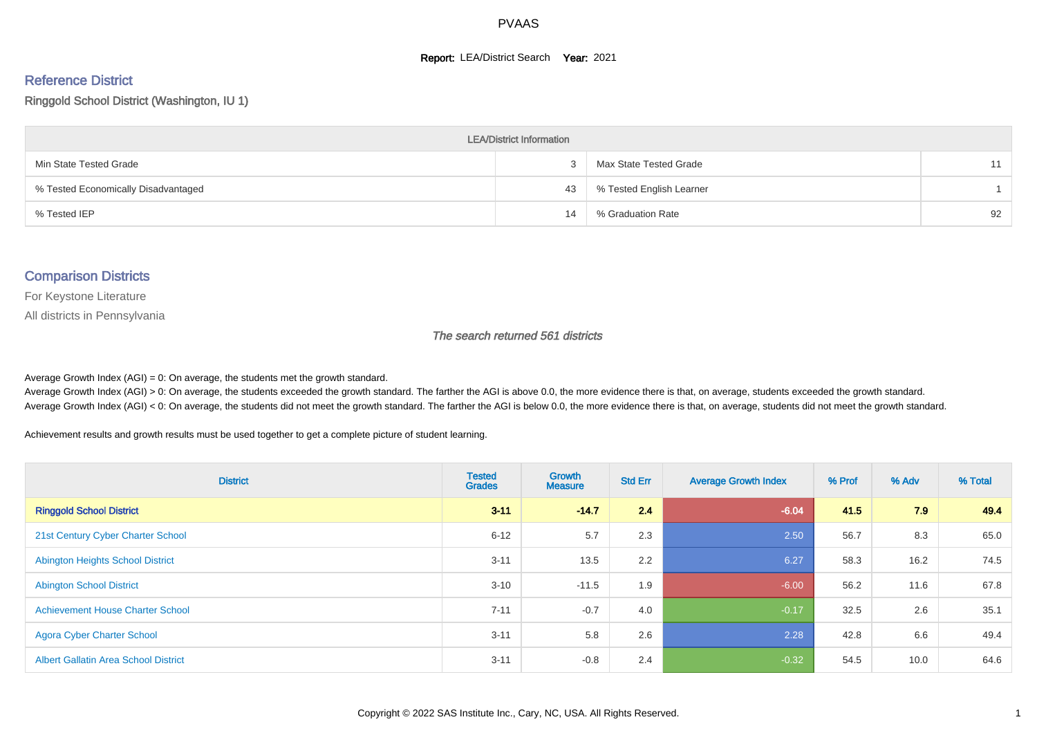# PVAAS

**Report:** LEA/District Search **Year:** 2021

## Reference District

Ringgold School District (Washington, IU 1)

| LEA/District Information | | | |
|---|---|---|---|
| Min State Tested Grade | 3 | Max State Tested Grade | 11 |
| % Tested Economically Disadvantaged | 43 | % Tested English Learner | 1 |
| % Tested IEP | 14 | % Graduation Rate | 92 |

## Comparison Districts

For Keystone Literature

All districts in Pennsylvania

*The search returned 561 districts*

Average Growth Index (AGI) = 0: On average, the students met the growth standard.
Average Growth Index (AGI) > 0: On average, the students exceeded the growth standard. The farther the AGI is above 0.0, the more evidence there is that, on average, students exceeded the growth standard.
Average Growth Index (AGI) < 0: On average, the students did not meet the growth standard. The farther the AGI is below 0.0, the more evidence there is that, on average, students did not meet the growth standard.

Achievement results and growth results must be used together to get a complete picture of student learning.

| District | Tested Grades | Growth Measure | Std Err | Average Growth Index | % Prof | % Adv | % Total |
|---|---|---|---|---|---|---|---|
| **Ringgold School District** | **3-11** | **-14.7** | **2.4** | **-6.04** | **41.5** | **7.9** | **49.4** |
| 21st Century Cyber Charter School | 6-12 | 5.7 | 2.3 | 2.50 | 56.7 | 8.3 | 65.0 |
| Abington Heights School District | 3-11 | 13.5 | 2.2 | 6.27 | 58.3 | 16.2 | 74.5 |
| Abington School District | 3-10 | -11.5 | 1.9 | -6.00 | 56.2 | 11.6 | 67.8 |
| Achievement House Charter School | 7-11 | -0.7 | 4.0 | -0.17 | 32.5 | 2.6 | 35.1 |
| Agora Cyber Charter School | 3-11 | 5.8 | 2.6 | 2.28 | 42.8 | 6.6 | 49.4 |
| Albert Gallatin Area School District | 3-11 | -0.8 | 2.4 | -0.32 | 54.5 | 10.0 | 64.6 |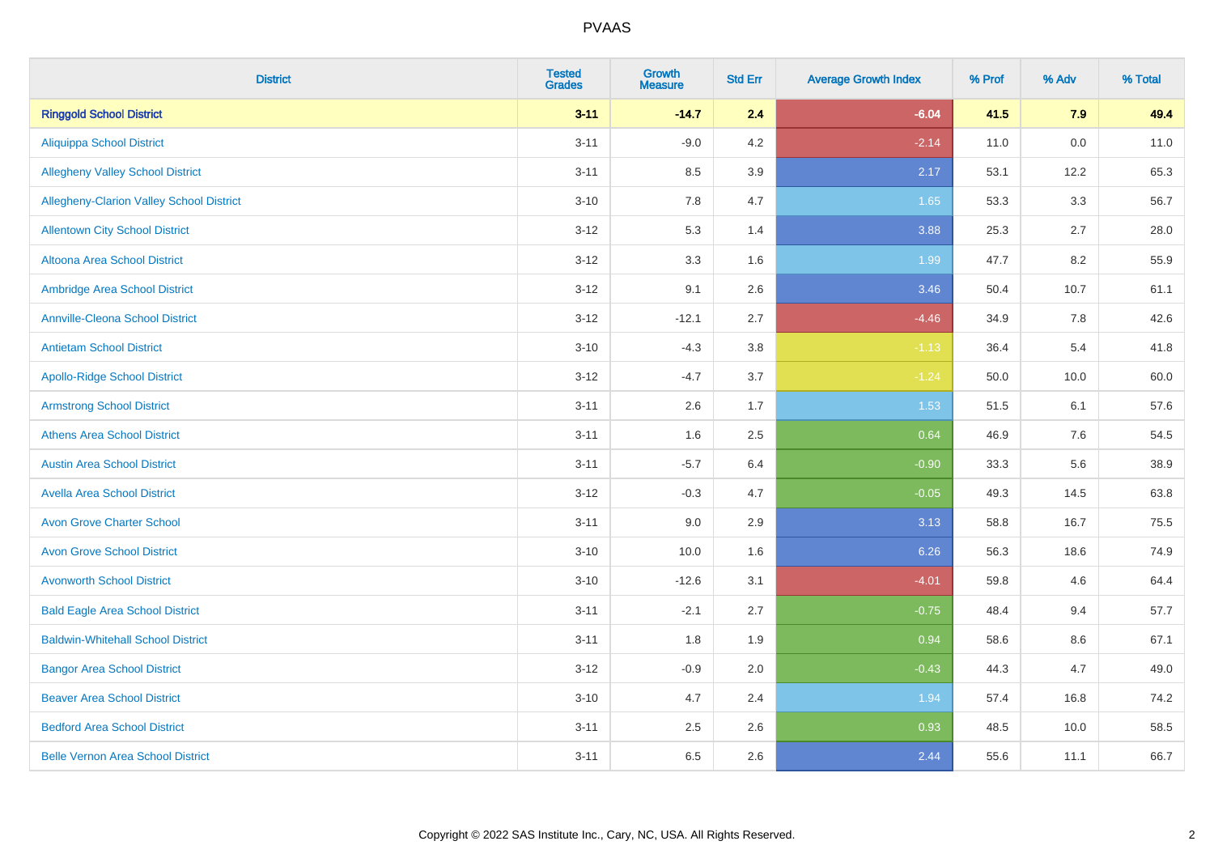| District | Tested Grades | Growth Measure | Std Err | Average Growth Index | % Prof | % Adv | % Total |
|---|---|---|---|---|---|---|---|
| **Ringgold School District** | **3-11** | **-14.7** | **2.4** | **-6.04** | **41.5** | **7.9** | **49.4** |
| Aliquippa School District | 3-11 | -9.0 | 4.2 | -2.14 | 11.0 | 0.0 | 11.0 |
| Allegheny Valley School District | 3-11 | 8.5 | 3.9 | 2.17 | 53.1 | 12.2 | 65.3 |
| Allegheny-Clarion Valley School District | 3-10 | 7.8 | 4.7 | 1.65 | 53.3 | 3.3 | 56.7 |
| Allentown City School District | 3-12 | 5.3 | 1.4 | 3.88 | 25.3 | 2.7 | 28.0 |
| Altoona Area School District | 3-12 | 3.3 | 1.6 | 1.99 | 47.7 | 8.2 | 55.9 |
| Ambridge Area School District | 3-12 | 9.1 | 2.6 | 3.46 | 50.4 | 10.7 | 61.1 |
| Annville-Cleona School District | 3-12 | -12.1 | 2.7 | -4.46 | 34.9 | 7.8 | 42.6 |
| Antietam School District | 3-10 | -4.3 | 3.8 | -1.13 | 36.4 | 5.4 | 41.8 |
| Apollo-Ridge School District | 3-12 | -4.7 | 3.7 | -1.24 | 50.0 | 10.0 | 60.0 |
| Armstrong School District | 3-11 | 2.6 | 1.7 | 1.53 | 51.5 | 6.1 | 57.6 |
| Athens Area School District | 3-11 | 1.6 | 2.5 | 0.64 | 46.9 | 7.6 | 54.5 |
| Austin Area School District | 3-11 | -5.7 | 6.4 | -0.90 | 33.3 | 5.6 | 38.9 |
| Avella Area School District | 3-12 | -0.3 | 4.7 | -0.05 | 49.3 | 14.5 | 63.8 |
| Avon Grove Charter School | 3-11 | 9.0 | 2.9 | 3.13 | 58.8 | 16.7 | 75.5 |
| Avon Grove School District | 3-10 | 10.0 | 1.6 | 6.26 | 56.3 | 18.6 | 74.9 |
| Avonworth School District | 3-10 | -12.6 | 3.1 | -4.01 | 59.8 | 4.6 | 64.4 |
| Bald Eagle Area School District | 3-11 | -2.1 | 2.7 | -0.75 | 48.4 | 9.4 | 57.7 |
| Baldwin-Whitehall School District | 3-11 | 1.8 | 1.9 | 0.94 | 58.6 | 8.6 | 67.1 |
| Bangor Area School District | 3-12 | -0.9 | 2.0 | -0.43 | 44.3 | 4.7 | 49.0 |
| Beaver Area School District | 3-10 | 4.7 | 2.4 | 1.94 | 57.4 | 16.8 | 74.2 |
| Bedford Area School District | 3-11 | 2.5 | 2.6 | 0.93 | 48.5 | 10.0 | 58.5 |
| Belle Vernon Area School District | 3-11 | 6.5 | 2.6 | 2.44 | 55.6 | 11.1 | 66.7 |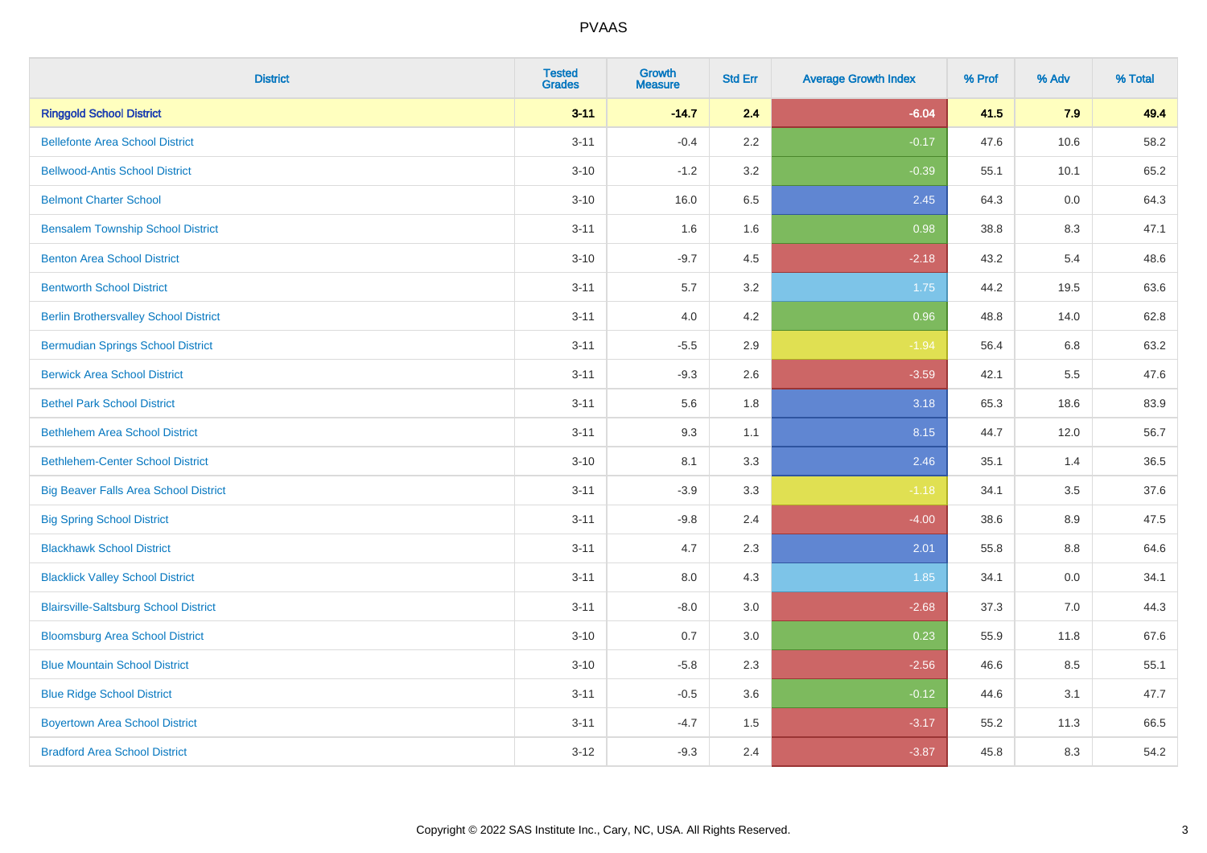# PVAAS

| District | Tested Grades | Growth Measure | Std Err | Average Growth Index | % Prof | % Adv | % Total |
|---|---|---|---|---|---|---|---|
| **Ringgold School District** | **3-11** | **-14.7** | **2.4** | **-6.04** | **41.5** | **7.9** | **49.4** |
| Bellefonte Area School District | 3-11 | -0.4 | 2.2 | -0.17 | 47.6 | 10.6 | 58.2 |
| Bellwood-Antis School District | 3-10 | -1.2 | 3.2 | -0.39 | 55.1 | 10.1 | 65.2 |
| Belmont Charter School | 3-10 | 16.0 | 6.5 | 2.45 | 64.3 | 0.0 | 64.3 |
| Bensalem Township School District | 3-11 | 1.6 | 1.6 | 0.98 | 38.8 | 8.3 | 47.1 |
| Benton Area School District | 3-10 | -9.7 | 4.5 | -2.18 | 43.2 | 5.4 | 48.6 |
| Bentworth School District | 3-11 | 5.7 | 3.2 | 1.75 | 44.2 | 19.5 | 63.6 |
| Berlin Brothersvalley School District | 3-11 | 4.0 | 4.2 | 0.96 | 48.8 | 14.0 | 62.8 |
| Bermudian Springs School District | 3-11 | -5.5 | 2.9 | -1.94 | 56.4 | 6.8 | 63.2 |
| Berwick Area School District | 3-11 | -9.3 | 2.6 | -3.59 | 42.1 | 5.5 | 47.6 |
| Bethel Park School District | 3-11 | 5.6 | 1.8 | 3.18 | 65.3 | 18.6 | 83.9 |
| Bethlehem Area School District | 3-11 | 9.3 | 1.1 | 8.15 | 44.7 | 12.0 | 56.7 |
| Bethlehem-Center School District | 3-10 | 8.1 | 3.3 | 2.46 | 35.1 | 1.4 | 36.5 |
| Big Beaver Falls Area School District | 3-11 | -3.9 | 3.3 | -1.18 | 34.1 | 3.5 | 37.6 |
| Big Spring School District | 3-11 | -9.8 | 2.4 | -4.00 | 38.6 | 8.9 | 47.5 |
| Blackhawk School District | 3-11 | 4.7 | 2.3 | 2.01 | 55.8 | 8.8 | 64.6 |
| Blacklick Valley School District | 3-11 | 8.0 | 4.3 | 1.85 | 34.1 | 0.0 | 34.1 |
| Blairsville-Saltsburg School District | 3-11 | -8.0 | 3.0 | -2.68 | 37.3 | 7.0 | 44.3 |
| Bloomsburg Area School District | 3-10 | 0.7 | 3.0 | 0.23 | 55.9 | 11.8 | 67.6 |
| Blue Mountain School District | 3-10 | -5.8 | 2.3 | -2.56 | 46.6 | 8.5 | 55.1 |
| Blue Ridge School District | 3-11 | -0.5 | 3.6 | -0.12 | 44.6 | 3.1 | 47.7 |
| Boyertown Area School District | 3-11 | -4.7 | 1.5 | -3.17 | 55.2 | 11.3 | 66.5 |
| Bradford Area School District | 3-12 | -9.3 | 2.4 | -3.87 | 45.8 | 8.3 | 54.2 |

Copyright © 2022 SAS Institute Inc., Cary, NC, USA. All Rights Reserved.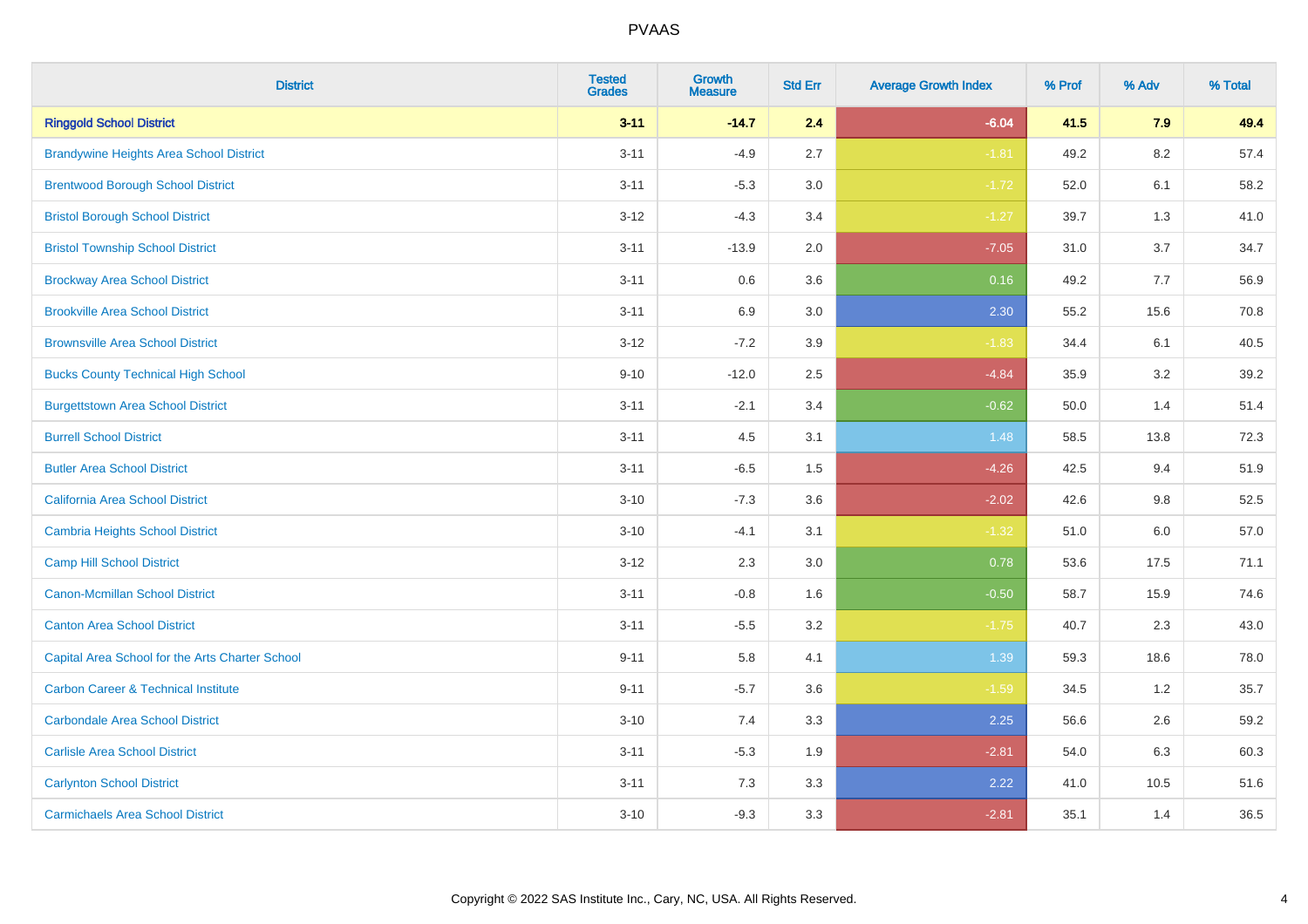# PVAAS

| District | Tested Grades | Growth Measure | Std Err | Average Growth Index | % Prof | % Adv | % Total |
|---|---|---|---|---|---|---|---|
| **Ringgold School District** | **3-11** | **-14.7** | **2.4** | **-6.04** | **41.5** | **7.9** | **49.4** |
| Brandywine Heights Area School District | 3-11 | -4.9 | 2.7 | -1.81 | 49.2 | 8.2 | 57.4 |
| Brentwood Borough School District | 3-11 | -5.3 | 3.0 | -1.72 | 52.0 | 6.1 | 58.2 |
| Bristol Borough School District | 3-12 | -4.3 | 3.4 | -1.27 | 39.7 | 1.3 | 41.0 |
| Bristol Township School District | 3-11 | -13.9 | 2.0 | -7.05 | 31.0 | 3.7 | 34.7 |
| Brockway Area School District | 3-11 | 0.6 | 3.6 | 0.16 | 49.2 | 7.7 | 56.9 |
| Brookville Area School District | 3-11 | 6.9 | 3.0 | 2.30 | 55.2 | 15.6 | 70.8 |
| Brownsville Area School District | 3-12 | -7.2 | 3.9 | -1.83 | 34.4 | 6.1 | 40.5 |
| Bucks County Technical High School | 9-10 | -12.0 | 2.5 | -4.84 | 35.9 | 3.2 | 39.2 |
| Burgettstown Area School District | 3-11 | -2.1 | 3.4 | -0.62 | 50.0 | 1.4 | 51.4 |
| Burrell School District | 3-11 | 4.5 | 3.1 | 1.48 | 58.5 | 13.8 | 72.3 |
| Butler Area School District | 3-11 | -6.5 | 1.5 | -4.26 | 42.5 | 9.4 | 51.9 |
| California Area School District | 3-10 | -7.3 | 3.6 | -2.02 | 42.6 | 9.8 | 52.5 |
| Cambria Heights School District | 3-10 | -4.1 | 3.1 | -1.32 | 51.0 | 6.0 | 57.0 |
| Camp Hill School District | 3-12 | 2.3 | 3.0 | 0.78 | 53.6 | 17.5 | 71.1 |
| Canon-Mcmillan School District | 3-11 | -0.8 | 1.6 | -0.50 | 58.7 | 15.9 | 74.6 |
| Canton Area School District | 3-11 | -5.5 | 3.2 | -1.75 | 40.7 | 2.3 | 43.0 |
| Capital Area School for the Arts Charter School | 9-11 | 5.8 | 4.1 | 1.39 | 59.3 | 18.6 | 78.0 |
| Carbon Career & Technical Institute | 9-11 | -5.7 | 3.6 | -1.59 | 34.5 | 1.2 | 35.7 |
| Carbondale Area School District | 3-10 | 7.4 | 3.3 | 2.25 | 56.6 | 2.6 | 59.2 |
| Carlisle Area School District | 3-11 | -5.3 | 1.9 | -2.81 | 54.0 | 6.3 | 60.3 |
| Carlynton School District | 3-11 | 7.3 | 3.3 | 2.22 | 41.0 | 10.5 | 51.6 |
| Carmichaels Area School District | 3-10 | -9.3 | 3.3 | -2.81 | 35.1 | 1.4 | 36.5 |

Copyright © 2022 SAS Institute Inc., Cary, NC, USA. All Rights Reserved.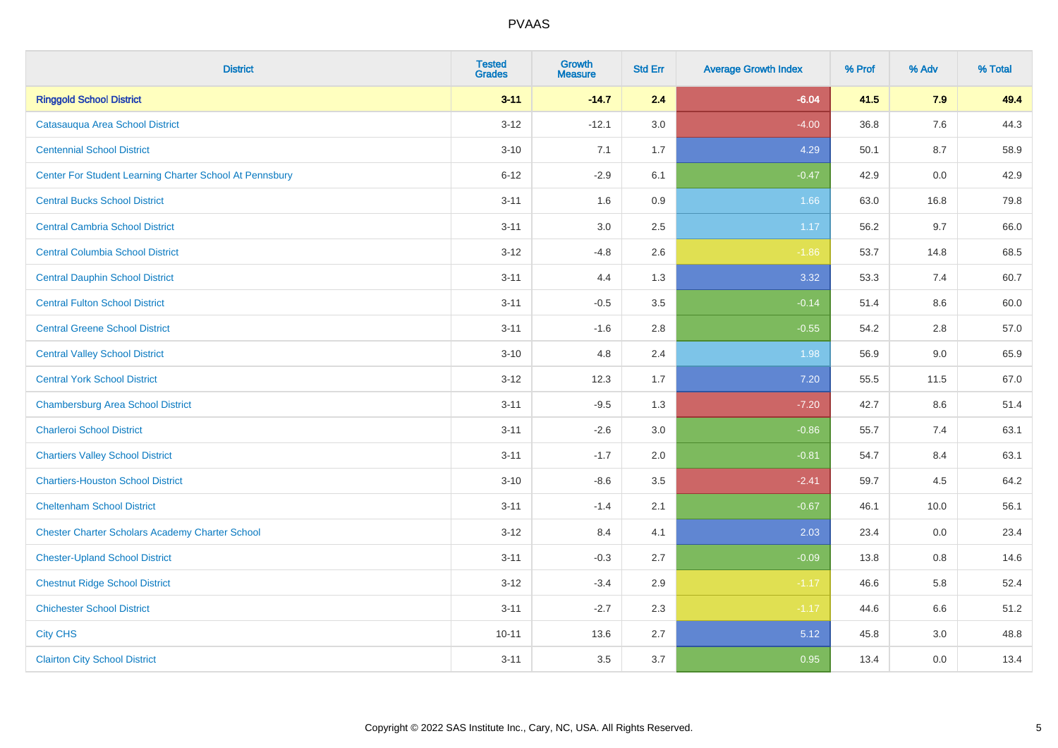| District | Tested Grades | Growth Measure | Std Err | Average Growth Index | % Prof | % Adv | % Total |
|---|---|---|---|---|---|---|---|
| **Ringgold School District** | **3-11** | **-14.7** | **2.4** | **-6.04** | **41.5** | **7.9** | **49.4** |
| Catasauqua Area School District | 3-12 | -12.1 | 3.0 | -4.00 | 36.8 | 7.6 | 44.3 |
| Centennial School District | 3-10 | 7.1 | 1.7 | 4.29 | 50.1 | 8.7 | 58.9 |
| Center For Student Learning Charter School At Pennsbury | 6-12 | -2.9 | 6.1 | -0.47 | 42.9 | 0.0 | 42.9 |
| Central Bucks School District | 3-11 | 1.6 | 0.9 | 1.66 | 63.0 | 16.8 | 79.8 |
| Central Cambria School District | 3-11 | 3.0 | 2.5 | 1.17 | 56.2 | 9.7 | 66.0 |
| Central Columbia School District | 3-12 | -4.8 | 2.6 | -1.86 | 53.7 | 14.8 | 68.5 |
| Central Dauphin School District | 3-11 | 4.4 | 1.3 | 3.32 | 53.3 | 7.4 | 60.7 |
| Central Fulton School District | 3-11 | -0.5 | 3.5 | -0.14 | 51.4 | 8.6 | 60.0 |
| Central Greene School District | 3-11 | -1.6 | 2.8 | -0.55 | 54.2 | 2.8 | 57.0 |
| Central Valley School District | 3-10 | 4.8 | 2.4 | 1.98 | 56.9 | 9.0 | 65.9 |
| Central York School District | 3-12 | 12.3 | 1.7 | 7.20 | 55.5 | 11.5 | 67.0 |
| Chambersburg Area School District | 3-11 | -9.5 | 1.3 | -7.20 | 42.7 | 8.6 | 51.4 |
| Charleroi School District | 3-11 | -2.6 | 3.0 | -0.86 | 55.7 | 7.4 | 63.1 |
| Chartiers Valley School District | 3-11 | -1.7 | 2.0 | -0.81 | 54.7 | 8.4 | 63.1 |
| Chartiers-Houston School District | 3-10 | -8.6 | 3.5 | -2.41 | 59.7 | 4.5 | 64.2 |
| Cheltenham School District | 3-11 | -1.4 | 2.1 | -0.67 | 46.1 | 10.0 | 56.1 |
| Chester Charter Scholars Academy Charter School | 3-12 | 8.4 | 4.1 | 2.03 | 23.4 | 0.0 | 23.4 |
| Chester-Upland School District | 3-11 | -0.3 | 2.7 | -0.09 | 13.8 | 0.8 | 14.6 |
| Chestnut Ridge School District | 3-12 | -3.4 | 2.9 | -1.17 | 46.6 | 5.8 | 52.4 |
| Chichester School District | 3-11 | -2.7 | 2.3 | -1.17 | 44.6 | 6.6 | 51.2 |
| City CHS | 10-11 | 13.6 | 2.7 | 5.12 | 45.8 | 3.0 | 48.8 |
| Clairton City School District | 3-11 | 3.5 | 3.7 | 0.95 | 13.4 | 0.0 | 13.4 |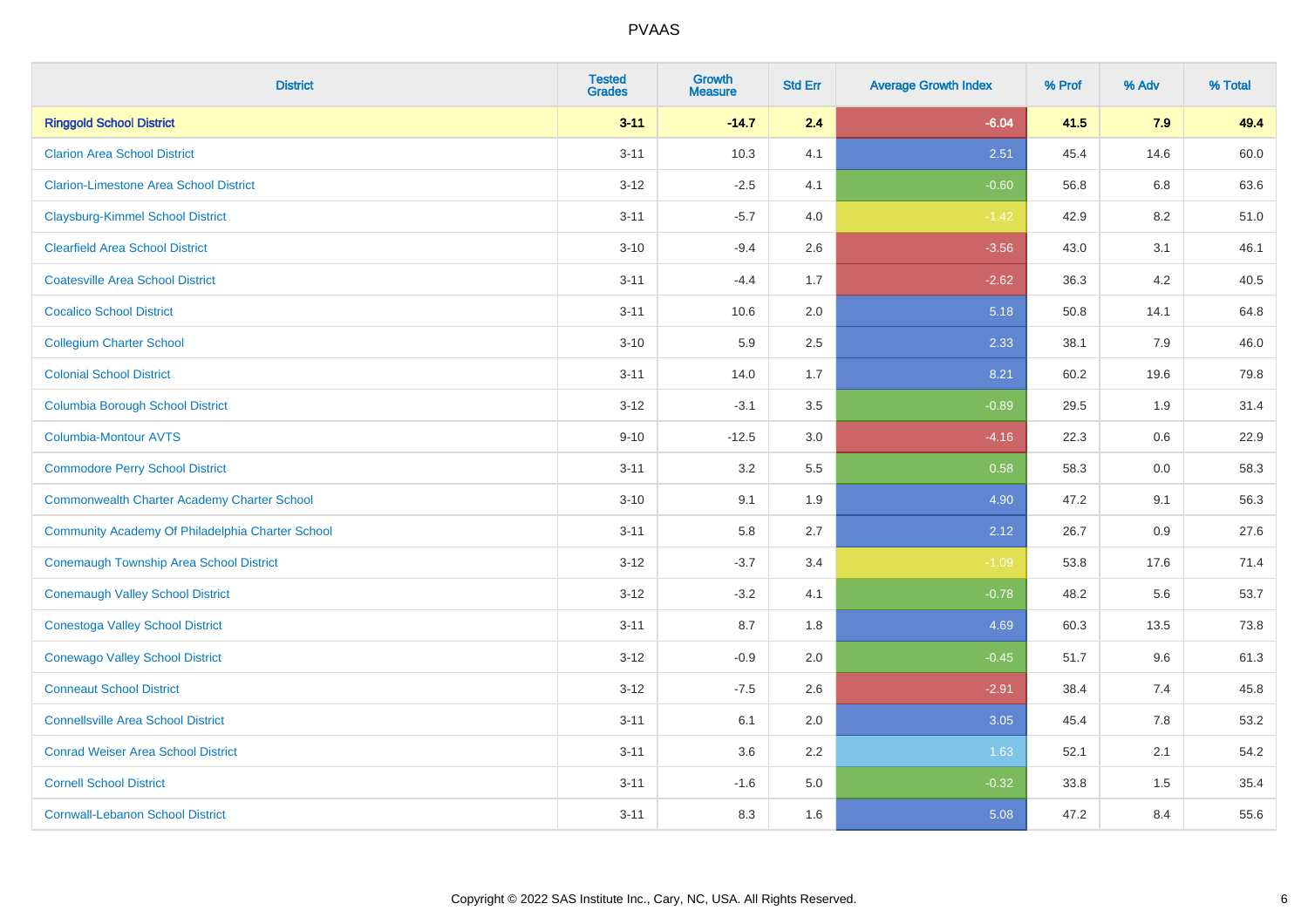| District | Tested Grades | Growth Measure | Std Err | Average Growth Index | % Prof | % Adv | % Total |
|---|---|---|---|---|---|---|---|
| **Ringgold School District** | **3-11** | **-14.7** | **2.4** | **-6.04** | **41.5** | **7.9** | **49.4** |
| Clarion Area School District | 3-11 | 10.3 | 4.1 | 2.51 | 45.4 | 14.6 | 60.0 |
| Clarion-Limestone Area School District | 3-12 | -2.5 | 4.1 | -0.60 | 56.8 | 6.8 | 63.6 |
| Claysburg-Kimmel School District | 3-11 | -5.7 | 4.0 | -1.42 | 42.9 | 8.2 | 51.0 |
| Clearfield Area School District | 3-10 | -9.4 | 2.6 | -3.56 | 43.0 | 3.1 | 46.1 |
| Coatesville Area School District | 3-11 | -4.4 | 1.7 | -2.62 | 36.3 | 4.2 | 40.5 |
| Cocalico School District | 3-11 | 10.6 | 2.0 | 5.18 | 50.8 | 14.1 | 64.8 |
| Collegium Charter School | 3-10 | 5.9 | 2.5 | 2.33 | 38.1 | 7.9 | 46.0 |
| Colonial School District | 3-11 | 14.0 | 1.7 | 8.21 | 60.2 | 19.6 | 79.8 |
| Columbia Borough School District | 3-12 | -3.1 | 3.5 | -0.89 | 29.5 | 1.9 | 31.4 |
| Columbia-Montour AVTS | 9-10 | -12.5 | 3.0 | -4.16 | 22.3 | 0.6 | 22.9 |
| Commodore Perry School District | 3-11 | 3.2 | 5.5 | 0.58 | 58.3 | 0.0 | 58.3 |
| Commonwealth Charter Academy Charter School | 3-10 | 9.1 | 1.9 | 4.90 | 47.2 | 9.1 | 56.3 |
| Community Academy Of Philadelphia Charter School | 3-11 | 5.8 | 2.7 | 2.12 | 26.7 | 0.9 | 27.6 |
| Conemaugh Township Area School District | 3-12 | -3.7 | 3.4 | -1.09 | 53.8 | 17.6 | 71.4 |
| Conemaugh Valley School District | 3-12 | -3.2 | 4.1 | -0.78 | 48.2 | 5.6 | 53.7 |
| Conestoga Valley School District | 3-11 | 8.7 | 1.8 | 4.69 | 60.3 | 13.5 | 73.8 |
| Conewago Valley School District | 3-12 | -0.9 | 2.0 | -0.45 | 51.7 | 9.6 | 61.3 |
| Conneaut School District | 3-12 | -7.5 | 2.6 | -2.91 | 38.4 | 7.4 | 45.8 |
| Connellsville Area School District | 3-11 | 6.1 | 2.0 | 3.05 | 45.4 | 7.8 | 53.2 |
| Conrad Weiser Area School District | 3-11 | 3.6 | 2.2 | 1.63 | 52.1 | 2.1 | 54.2 |
| Cornell School District | 3-11 | -1.6 | 5.0 | -0.32 | 33.8 | 1.5 | 35.4 |
| Cornwall-Lebanon School District | 3-11 | 8.3 | 1.6 | 5.08 | 47.2 | 8.4 | 55.6 |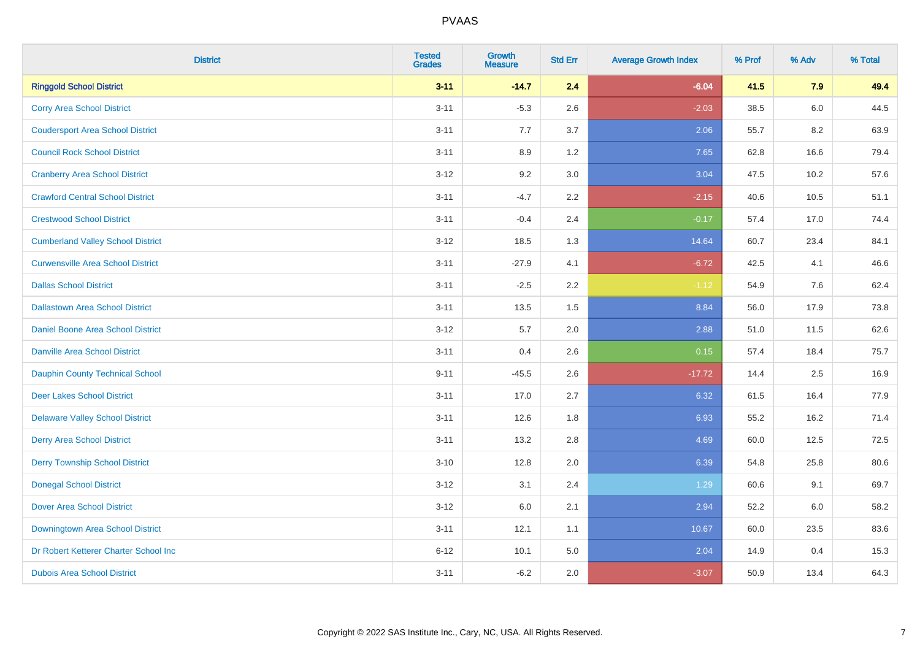| District | Tested Grades | Growth Measure | Std Err | Average Growth Index | % Prof | % Adv | % Total |
|---|---|---|---|---|---|---|---|
| **Ringgold School District** | **3-11** | **-14.7** | **2.4** | **-6.04** | **41.5** | **7.9** | **49.4** |
| Corry Area School District | 3-11 | -5.3 | 2.6 | -2.03 | 38.5 | 6.0 | 44.5 |
| Coudersport Area School District | 3-11 | 7.7 | 3.7 | 2.06 | 55.7 | 8.2 | 63.9 |
| Council Rock School District | 3-11 | 8.9 | 1.2 | 7.65 | 62.8 | 16.6 | 79.4 |
| Cranberry Area School District | 3-12 | 9.2 | 3.0 | 3.04 | 47.5 | 10.2 | 57.6 |
| Crawford Central School District | 3-11 | -4.7 | 2.2 | -2.15 | 40.6 | 10.5 | 51.1 |
| Crestwood School District | 3-11 | -0.4 | 2.4 | -0.17 | 57.4 | 17.0 | 74.4 |
| Cumberland Valley School District | 3-12 | 18.5 | 1.3 | 14.64 | 60.7 | 23.4 | 84.1 |
| Curwensville Area School District | 3-11 | -27.9 | 4.1 | -6.72 | 42.5 | 4.1 | 46.6 |
| Dallas School District | 3-11 | -2.5 | 2.2 | -1.12 | 54.9 | 7.6 | 62.4 |
| Dallastown Area School District | 3-11 | 13.5 | 1.5 | 8.84 | 56.0 | 17.9 | 73.8 |
| Daniel Boone Area School District | 3-12 | 5.7 | 2.0 | 2.88 | 51.0 | 11.5 | 62.6 |
| Danville Area School District | 3-11 | 0.4 | 2.6 | 0.15 | 57.4 | 18.4 | 75.7 |
| Dauphin County Technical School | 9-11 | -45.5 | 2.6 | -17.72 | 14.4 | 2.5 | 16.9 |
| Deer Lakes School District | 3-11 | 17.0 | 2.7 | 6.32 | 61.5 | 16.4 | 77.9 |
| Delaware Valley School District | 3-11 | 12.6 | 1.8 | 6.93 | 55.2 | 16.2 | 71.4 |
| Derry Area School District | 3-11 | 13.2 | 2.8 | 4.69 | 60.0 | 12.5 | 72.5 |
| Derry Township School District | 3-10 | 12.8 | 2.0 | 6.39 | 54.8 | 25.8 | 80.6 |
| Donegal School District | 3-12 | 3.1 | 2.4 | 1.29 | 60.6 | 9.1 | 69.7 |
| Dover Area School District | 3-12 | 6.0 | 2.1 | 2.94 | 52.2 | 6.0 | 58.2 |
| Downingtown Area School District | 3-11 | 12.1 | 1.1 | 10.67 | 60.0 | 23.5 | 83.6 |
| Dr Robert Ketterer Charter School Inc | 6-12 | 10.1 | 5.0 | 2.04 | 14.9 | 0.4 | 15.3 |
| Dubois Area School District | 3-11 | -6.2 | 2.0 | -3.07 | 50.9 | 13.4 | 64.3 |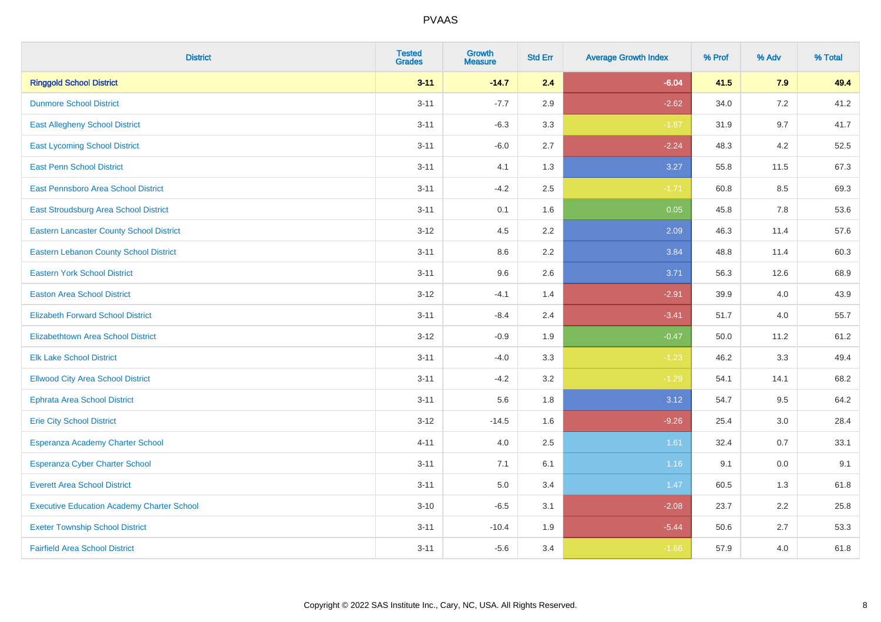| District | Tested Grades | Growth Measure | Std Err | Average Growth Index | % Prof | % Adv | % Total |
|---|---|---|---|---|---|---|---|
| **Ringgold School District** | **3-11** | **-14.7** | **2.4** | **-6.04** | **41.5** | **7.9** | **49.4** |
| Dunmore School District | 3-11 | -7.7 | 2.9 | -2.62 | 34.0 | 7.2 | 41.2 |
| East Allegheny School District | 3-11 | -6.3 | 3.3 | -1.87 | 31.9 | 9.7 | 41.7 |
| East Lycoming School District | 3-11 | -6.0 | 2.7 | -2.24 | 48.3 | 4.2 | 52.5 |
| East Penn School District | 3-11 | 4.1 | 1.3 | 3.27 | 55.8 | 11.5 | 67.3 |
| East Pennsboro Area School District | 3-11 | -4.2 | 2.5 | -1.71 | 60.8 | 8.5 | 69.3 |
| East Stroudsburg Area School District | 3-11 | 0.1 | 1.6 | 0.05 | 45.8 | 7.8 | 53.6 |
| Eastern Lancaster County School District | 3-12 | 4.5 | 2.2 | 2.09 | 46.3 | 11.4 | 57.6 |
| Eastern Lebanon County School District | 3-11 | 8.6 | 2.2 | 3.84 | 48.8 | 11.4 | 60.3 |
| Eastern York School District | 3-11 | 9.6 | 2.6 | 3.71 | 56.3 | 12.6 | 68.9 |
| Easton Area School District | 3-12 | -4.1 | 1.4 | -2.91 | 39.9 | 4.0 | 43.9 |
| Elizabeth Forward School District | 3-11 | -8.4 | 2.4 | -3.41 | 51.7 | 4.0 | 55.7 |
| Elizabethtown Area School District | 3-12 | -0.9 | 1.9 | -0.47 | 50.0 | 11.2 | 61.2 |
| Elk Lake School District | 3-11 | -4.0 | 3.3 | -1.23 | 46.2 | 3.3 | 49.4 |
| Ellwood City Area School District | 3-11 | -4.2 | 3.2 | -1.29 | 54.1 | 14.1 | 68.2 |
| Ephrata Area School District | 3-11 | 5.6 | 1.8 | 3.12 | 54.7 | 9.5 | 64.2 |
| Erie City School District | 3-12 | -14.5 | 1.6 | -9.26 | 25.4 | 3.0 | 28.4 |
| Esperanza Academy Charter School | 4-11 | 4.0 | 2.5 | 1.61 | 32.4 | 0.7 | 33.1 |
| Esperanza Cyber Charter School | 3-11 | 7.1 | 6.1 | 1.16 | 9.1 | 0.0 | 9.1 |
| Everett Area School District | 3-11 | 5.0 | 3.4 | 1.47 | 60.5 | 1.3 | 61.8 |
| Executive Education Academy Charter School | 3-10 | -6.5 | 3.1 | -2.08 | 23.7 | 2.2 | 25.8 |
| Exeter Township School District | 3-11 | -10.4 | 1.9 | -5.44 | 50.6 | 2.7 | 53.3 |
| Fairfield Area School District | 3-11 | -5.6 | 3.4 | -1.66 | 57.9 | 4.0 | 61.8 |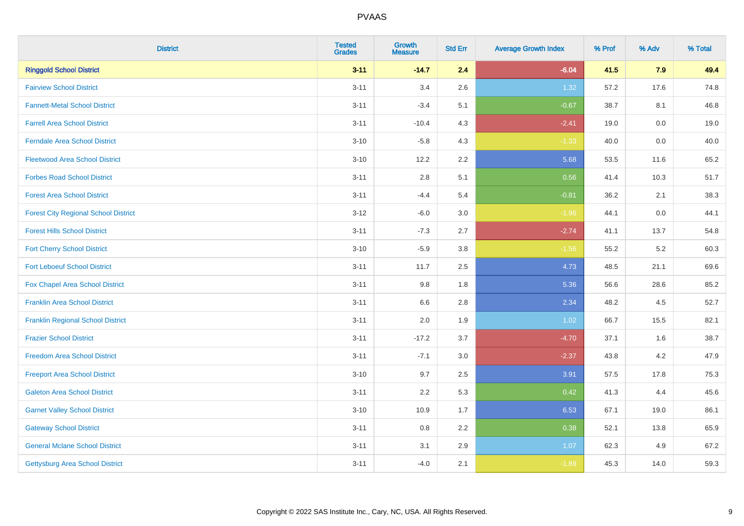| District | Tested Grades | Growth Measure | Std Err | Average Growth Index | % Prof | % Adv | % Total |
|---|---|---|---|---|---|---|---|
| **Ringgold School District** | **3-11** | **-14.7** | **2.4** | **-6.04** | **41.5** | **7.9** | **49.4** |
| Fairview School District | 3-11 | 3.4 | 2.6 | 1.32 | 57.2 | 17.6 | 74.8 |
| Fannett-Metal School District | 3-11 | -3.4 | 5.1 | -0.67 | 38.7 | 8.1 | 46.8 |
| Farrell Area School District | 3-11 | -10.4 | 4.3 | -2.41 | 19.0 | 0.0 | 19.0 |
| Ferndale Area School District | 3-10 | -5.8 | 4.3 | -1.33 | 40.0 | 0.0 | 40.0 |
| Fleetwood Area School District | 3-10 | 12.2 | 2.2 | 5.68 | 53.5 | 11.6 | 65.2 |
| Forbes Road School District | 3-11 | 2.8 | 5.1 | 0.56 | 41.4 | 10.3 | 51.7 |
| Forest Area School District | 3-11 | -4.4 | 5.4 | -0.81 | 36.2 | 2.1 | 38.3 |
| Forest City Regional School District | 3-12 | -6.0 | 3.0 | -1.96 | 44.1 | 0.0 | 44.1 |
| Forest Hills School District | 3-11 | -7.3 | 2.7 | -2.74 | 41.1 | 13.7 | 54.8 |
| Fort Cherry School District | 3-10 | -5.9 | 3.8 | -1.56 | 55.2 | 5.2 | 60.3 |
| Fort Leboeuf School District | 3-11 | 11.7 | 2.5 | 4.73 | 48.5 | 21.1 | 69.6 |
| Fox Chapel Area School District | 3-11 | 9.8 | 1.8 | 5.36 | 56.6 | 28.6 | 85.2 |
| Franklin Area School District | 3-11 | 6.6 | 2.8 | 2.34 | 48.2 | 4.5 | 52.7 |
| Franklin Regional School District | 3-11 | 2.0 | 1.9 | 1.02 | 66.7 | 15.5 | 82.1 |
| Frazier School District | 3-11 | -17.2 | 3.7 | -4.70 | 37.1 | 1.6 | 38.7 |
| Freedom Area School District | 3-11 | -7.1 | 3.0 | -2.37 | 43.8 | 4.2 | 47.9 |
| Freeport Area School District | 3-10 | 9.7 | 2.5 | 3.91 | 57.5 | 17.8 | 75.3 |
| Galeton Area School District | 3-11 | 2.2 | 5.3 | 0.42 | 41.3 | 4.4 | 45.6 |
| Garnet Valley School District | 3-10 | 10.9 | 1.7 | 6.53 | 67.1 | 19.0 | 86.1 |
| Gateway School District | 3-11 | 0.8 | 2.2 | 0.38 | 52.1 | 13.8 | 65.9 |
| General Mclane School District | 3-11 | 3.1 | 2.9 | 1.07 | 62.3 | 4.9 | 67.2 |
| Gettysburg Area School District | 3-11 | -4.0 | 2.1 | -1.89 | 45.3 | 14.0 | 59.3 |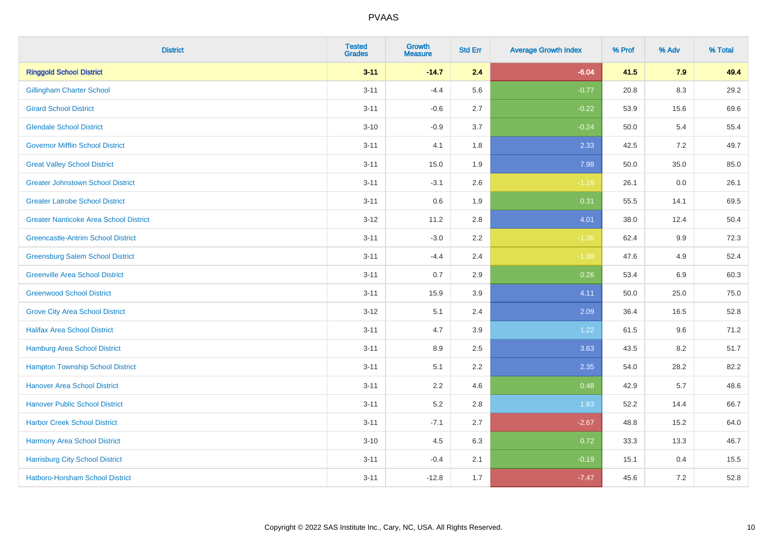# PVAAS

| District | Tested Grades | Growth Measure | Std Err | Average Growth Index | % Prof | % Adv | % Total |
|---|---|---|---|---|---|---|---|
| **Ringgold School District** | **3-11** | **-14.7** | **2.4** | **-6.04** | **41.5** | **7.9** | **49.4** |
| Gillingham Charter School | 3-11 | -4.4 | 5.6 | -0.77 | 20.8 | 8.3 | 29.2 |
| Girard School District | 3-11 | -0.6 | 2.7 | -0.22 | 53.9 | 15.6 | 69.6 |
| Glendale School District | 3-10 | -0.9 | 3.7 | -0.24 | 50.0 | 5.4 | 55.4 |
| Governor Mifflin School District | 3-11 | 4.1 | 1.8 | 2.33 | 42.5 | 7.2 | 49.7 |
| Great Valley School District | 3-11 | 15.0 | 1.9 | 7.98 | 50.0 | 35.0 | 85.0 |
| Greater Johnstown School District | 3-11 | -3.1 | 2.6 | -1.19 | 26.1 | 0.0 | 26.1 |
| Greater Latrobe School District | 3-11 | 0.6 | 1.9 | 0.31 | 55.5 | 14.1 | 69.5 |
| Greater Nanticoke Area School District | 3-12 | 11.2 | 2.8 | 4.01 | 38.0 | 12.4 | 50.4 |
| Greencastle-Antrim School District | 3-11 | -3.0 | 2.2 | -1.36 | 62.4 | 9.9 | 72.3 |
| Greensburg Salem School District | 3-11 | -4.4 | 2.4 | -1.88 | 47.6 | 4.9 | 52.4 |
| Greenville Area School District | 3-11 | 0.7 | 2.9 | 0.26 | 53.4 | 6.9 | 60.3 |
| Greenwood School District | 3-11 | 15.9 | 3.9 | 4.11 | 50.0 | 25.0 | 75.0 |
| Grove City Area School District | 3-12 | 5.1 | 2.4 | 2.09 | 36.4 | 16.5 | 52.8 |
| Halifax Area School District | 3-11 | 4.7 | 3.9 | 1.22 | 61.5 | 9.6 | 71.2 |
| Hamburg Area School District | 3-11 | 8.9 | 2.5 | 3.63 | 43.5 | 8.2 | 51.7 |
| Hampton Township School District | 3-11 | 5.1 | 2.2 | 2.35 | 54.0 | 28.2 | 82.2 |
| Hanover Area School District | 3-11 | 2.2 | 4.6 | 0.48 | 42.9 | 5.7 | 48.6 |
| Hanover Public School District | 3-11 | 5.2 | 2.8 | 1.83 | 52.2 | 14.4 | 66.7 |
| Harbor Creek School District | 3-11 | -7.1 | 2.7 | -2.67 | 48.8 | 15.2 | 64.0 |
| Harmony Area School District | 3-10 | 4.5 | 6.3 | 0.72 | 33.3 | 13.3 | 46.7 |
| Harrisburg City School District | 3-11 | -0.4 | 2.1 | -0.19 | 15.1 | 0.4 | 15.5 |
| Hatboro-Horsham School District | 3-11 | -12.8 | 1.7 | -7.47 | 45.6 | 7.2 | 52.8 |

Copyright © 2022 SAS Institute Inc., Cary, NC, USA. All Rights Reserved.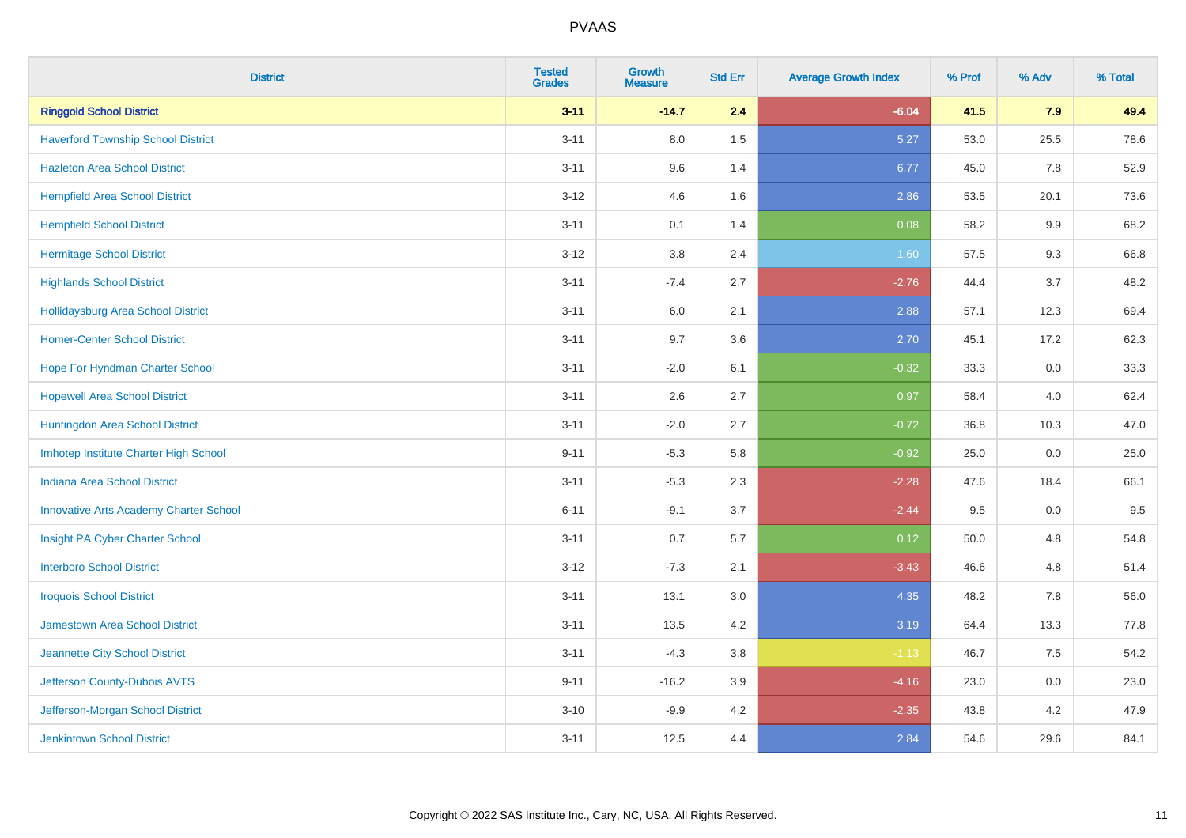| District | Tested Grades | Growth Measure | Std Err | Average Growth Index | % Prof | % Adv | % Total |
|---|---|---|---|---|---|---|---|
| **Ringgold School District** | **3-11** | **-14.7** | **2.4** | **-6.04** | **41.5** | **7.9** | **49.4** |
| Haverford Township School District | 3-11 | 8.0 | 1.5 | 5.27 | 53.0 | 25.5 | 78.6 |
| Hazleton Area School District | 3-11 | 9.6 | 1.4 | 6.77 | 45.0 | 7.8 | 52.9 |
| Hempfield Area School District | 3-12 | 4.6 | 1.6 | 2.86 | 53.5 | 20.1 | 73.6 |
| Hempfield School District | 3-11 | 0.1 | 1.4 | 0.08 | 58.2 | 9.9 | 68.2 |
| Hermitage School District | 3-12 | 3.8 | 2.4 | 1.60 | 57.5 | 9.3 | 66.8 |
| Highlands School District | 3-11 | -7.4 | 2.7 | -2.76 | 44.4 | 3.7 | 48.2 |
| Hollidaysburg Area School District | 3-11 | 6.0 | 2.1 | 2.88 | 57.1 | 12.3 | 69.4 |
| Homer-Center School District | 3-11 | 9.7 | 3.6 | 2.70 | 45.1 | 17.2 | 62.3 |
| Hope For Hyndman Charter School | 3-11 | -2.0 | 6.1 | -0.32 | 33.3 | 0.0 | 33.3 |
| Hopewell Area School District | 3-11 | 2.6 | 2.7 | 0.97 | 58.4 | 4.0 | 62.4 |
| Huntingdon Area School District | 3-11 | -2.0 | 2.7 | -0.72 | 36.8 | 10.3 | 47.0 |
| Imhotep Institute Charter High School | 9-11 | -5.3 | 5.8 | -0.92 | 25.0 | 0.0 | 25.0 |
| Indiana Area School District | 3-11 | -5.3 | 2.3 | -2.28 | 47.6 | 18.4 | 66.1 |
| Innovative Arts Academy Charter School | 6-11 | -9.1 | 3.7 | -2.44 | 9.5 | 0.0 | 9.5 |
| Insight PA Cyber Charter School | 3-11 | 0.7 | 5.7 | 0.12 | 50.0 | 4.8 | 54.8 |
| Interboro School District | 3-12 | -7.3 | 2.1 | -3.43 | 46.6 | 4.8 | 51.4 |
| Iroquois School District | 3-11 | 13.1 | 3.0 | 4.35 | 48.2 | 7.8 | 56.0 |
| Jamestown Area School District | 3-11 | 13.5 | 4.2 | 3.19 | 64.4 | 13.3 | 77.8 |
| Jeannette City School District | 3-11 | -4.3 | 3.8 | -1.13 | 46.7 | 7.5 | 54.2 |
| Jefferson County-Dubois AVTS | 9-11 | -16.2 | 3.9 | -4.16 | 23.0 | 0.0 | 23.0 |
| Jefferson-Morgan School District | 3-10 | -9.9 | 4.2 | -2.35 | 43.8 | 4.2 | 47.9 |
| Jenkintown School District | 3-11 | 12.5 | 4.4 | 2.84 | 54.6 | 29.6 | 84.1 |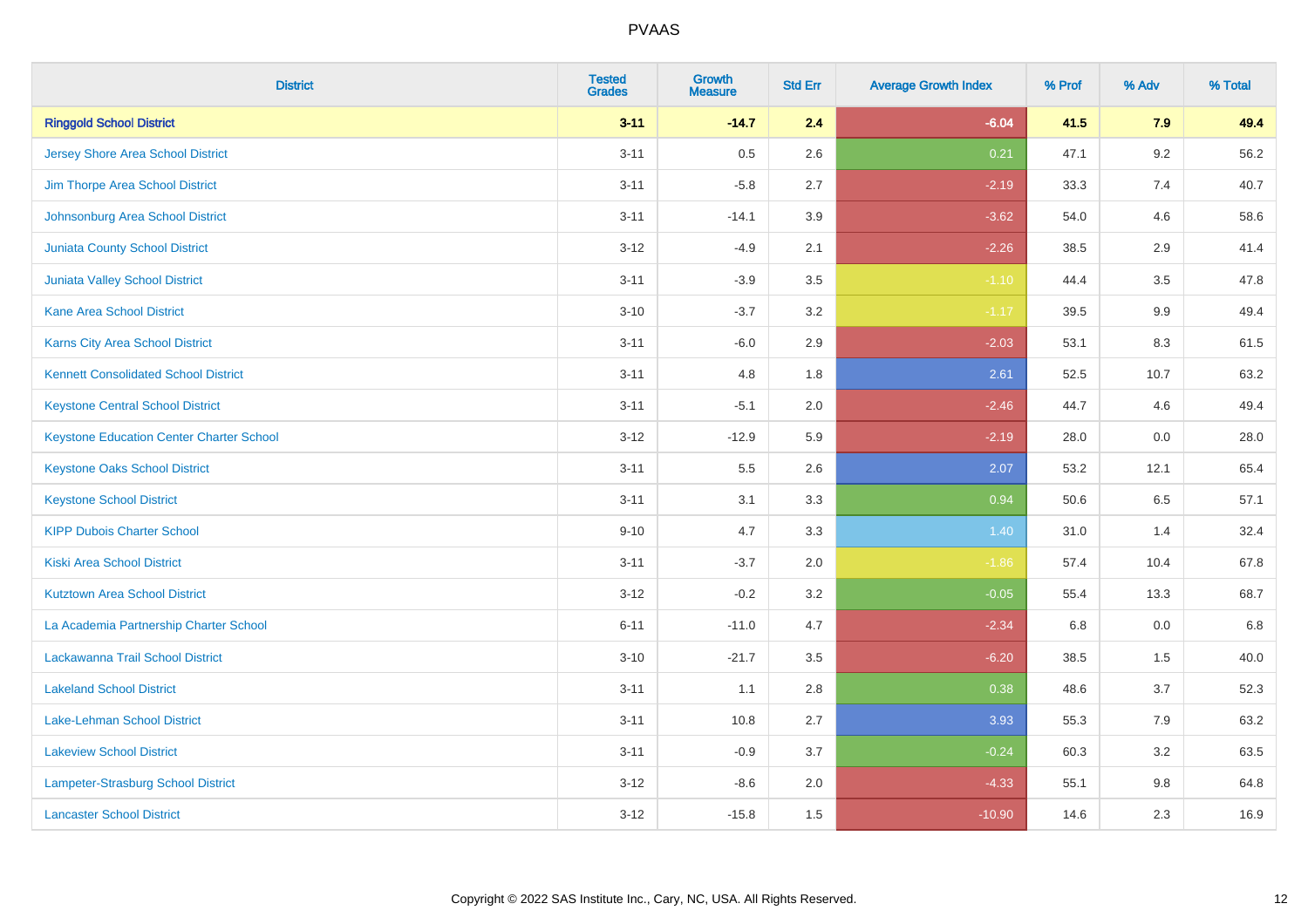# PVAAS

| District | Tested Grades | Growth Measure | Std Err | Average Growth Index | % Prof | % Adv | % Total |
|---|---|---|---|---|---|---|---|
| **Ringgold School District** | **3-11** | **-14.7** | **2.4** | **-6.04** | **41.5** | **7.9** | **49.4** |
| Jersey Shore Area School District | 3-11 | 0.5 | 2.6 | 0.21 | 47.1 | 9.2 | 56.2 |
| Jim Thorpe Area School District | 3-11 | -5.8 | 2.7 | -2.19 | 33.3 | 7.4 | 40.7 |
| Johnsonburg Area School District | 3-11 | -14.1 | 3.9 | -3.62 | 54.0 | 4.6 | 58.6 |
| Juniata County School District | 3-12 | -4.9 | 2.1 | -2.26 | 38.5 | 2.9 | 41.4 |
| Juniata Valley School District | 3-11 | -3.9 | 3.5 | -1.10 | 44.4 | 3.5 | 47.8 |
| Kane Area School District | 3-10 | -3.7 | 3.2 | -1.17 | 39.5 | 9.9 | 49.4 |
| Karns City Area School District | 3-11 | -6.0 | 2.9 | -2.03 | 53.1 | 8.3 | 61.5 |
| Kennett Consolidated School District | 3-11 | 4.8 | 1.8 | 2.61 | 52.5 | 10.7 | 63.2 |
| Keystone Central School District | 3-11 | -5.1 | 2.0 | -2.46 | 44.7 | 4.6 | 49.4 |
| Keystone Education Center Charter School | 3-12 | -12.9 | 5.9 | -2.19 | 28.0 | 0.0 | 28.0 |
| Keystone Oaks School District | 3-11 | 5.5 | 2.6 | 2.07 | 53.2 | 12.1 | 65.4 |
| Keystone School District | 3-11 | 3.1 | 3.3 | 0.94 | 50.6 | 6.5 | 57.1 |
| KIPP Dubois Charter School | 9-10 | 4.7 | 3.3 | 1.40 | 31.0 | 1.4 | 32.4 |
| Kiski Area School District | 3-11 | -3.7 | 2.0 | -1.86 | 57.4 | 10.4 | 67.8 |
| Kutztown Area School District | 3-12 | -0.2 | 3.2 | -0.05 | 55.4 | 13.3 | 68.7 |
| La Academia Partnership Charter School | 6-11 | -11.0 | 4.7 | -2.34 | 6.8 | 0.0 | 6.8 |
| Lackawanna Trail School District | 3-10 | -21.7 | 3.5 | -6.20 | 38.5 | 1.5 | 40.0 |
| Lakeland School District | 3-11 | 1.1 | 2.8 | 0.38 | 48.6 | 3.7 | 52.3 |
| Lake-Lehman School District | 3-11 | 10.8 | 2.7 | 3.93 | 55.3 | 7.9 | 63.2 |
| Lakeview School District | 3-11 | -0.9 | 3.7 | -0.24 | 60.3 | 3.2 | 63.5 |
| Lampeter-Strasburg School District | 3-12 | -8.6 | 2.0 | -4.33 | 55.1 | 9.8 | 64.8 |
| Lancaster School District | 3-12 | -15.8 | 1.5 | -10.90 | 14.6 | 2.3 | 16.9 |

Copyright © 2022 SAS Institute Inc., Cary, NC, USA. All Rights Reserved.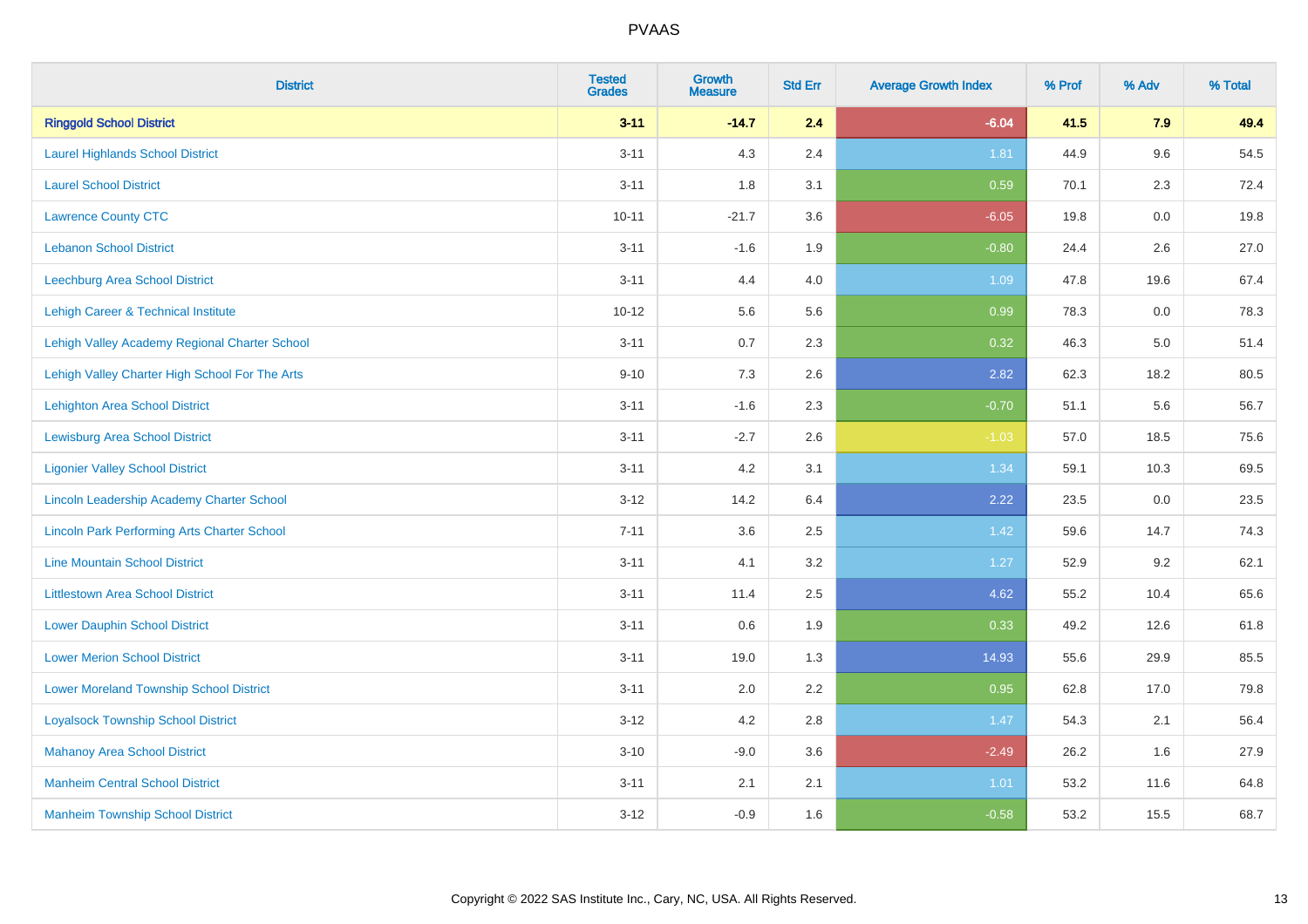# PVAAS

| District | Tested Grades | Growth Measure | Std Err | Average Growth Index | % Prof | % Adv | % Total |
|---|---|---|---|---|---|---|---|
| **Ringgold School District** | **3-11** | **-14.7** | **2.4** | **-6.04** | **41.5** | **7.9** | **49.4** |
| Laurel Highlands School District | 3-11 | 4.3 | 2.4 | 1.81 | 44.9 | 9.6 | 54.5 |
| Laurel School District | 3-11 | 1.8 | 3.1 | 0.59 | 70.1 | 2.3 | 72.4 |
| Lawrence County CTC | 10-11 | -21.7 | 3.6 | -6.05 | 19.8 | 0.0 | 19.8 |
| Lebanon School District | 3-11 | -1.6 | 1.9 | -0.80 | 24.4 | 2.6 | 27.0 |
| Leechburg Area School District | 3-11 | 4.4 | 4.0 | 1.09 | 47.8 | 19.6 | 67.4 |
| Lehigh Career & Technical Institute | 10-12 | 5.6 | 5.6 | 0.99 | 78.3 | 0.0 | 78.3 |
| Lehigh Valley Academy Regional Charter School | 3-11 | 0.7 | 2.3 | 0.32 | 46.3 | 5.0 | 51.4 |
| Lehigh Valley Charter High School For The Arts | 9-10 | 7.3 | 2.6 | 2.82 | 62.3 | 18.2 | 80.5 |
| Lehighton Area School District | 3-11 | -1.6 | 2.3 | -0.70 | 51.1 | 5.6 | 56.7 |
| Lewisburg Area School District | 3-11 | -2.7 | 2.6 | -1.03 | 57.0 | 18.5 | 75.6 |
| Ligonier Valley School District | 3-11 | 4.2 | 3.1 | 1.34 | 59.1 | 10.3 | 69.5 |
| Lincoln Leadership Academy Charter School | 3-12 | 14.2 | 6.4 | 2.22 | 23.5 | 0.0 | 23.5 |
| Lincoln Park Performing Arts Charter School | 7-11 | 3.6 | 2.5 | 1.42 | 59.6 | 14.7 | 74.3 |
| Line Mountain School District | 3-11 | 4.1 | 3.2 | 1.27 | 52.9 | 9.2 | 62.1 |
| Littlestown Area School District | 3-11 | 11.4 | 2.5 | 4.62 | 55.2 | 10.4 | 65.6 |
| Lower Dauphin School District | 3-11 | 0.6 | 1.9 | 0.33 | 49.2 | 12.6 | 61.8 |
| Lower Merion School District | 3-11 | 19.0 | 1.3 | 14.93 | 55.6 | 29.9 | 85.5 |
| Lower Moreland Township School District | 3-11 | 2.0 | 2.2 | 0.95 | 62.8 | 17.0 | 79.8 |
| Loyalsock Township School District | 3-12 | 4.2 | 2.8 | 1.47 | 54.3 | 2.1 | 56.4 |
| Mahanoy Area School District | 3-10 | -9.0 | 3.6 | -2.49 | 26.2 | 1.6 | 27.9 |
| Manheim Central School District | 3-11 | 2.1 | 2.1 | 1.01 | 53.2 | 11.6 | 64.8 |
| Manheim Township School District | 3-12 | -0.9 | 1.6 | -0.58 | 53.2 | 15.5 | 68.7 |

Copyright © 2022 SAS Institute Inc., Cary, NC, USA. All Rights Reserved.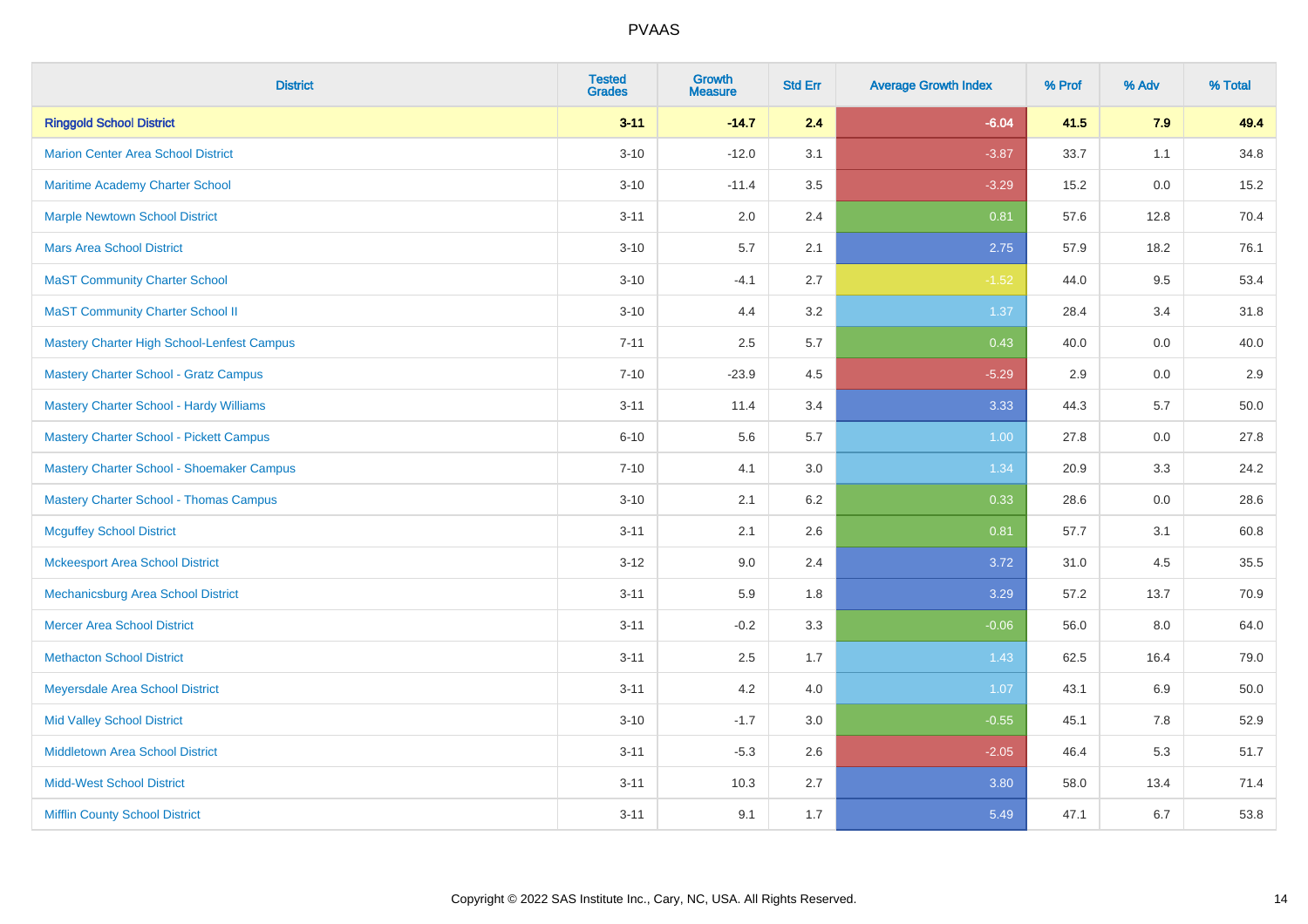| District | Tested Grades | Growth Measure | Std Err | Average Growth Index | % Prof | % Adv | % Total |
|---|---|---|---|---|---|---|---|
| **Ringgold School District** | **3-11** | **-14.7** | **2.4** | **-6.04** | **41.5** | **7.9** | **49.4** |
| Marion Center Area School District | 3-10 | -12.0 | 3.1 | -3.87 | 33.7 | 1.1 | 34.8 |
| Maritime Academy Charter School | 3-10 | -11.4 | 3.5 | -3.29 | 15.2 | 0.0 | 15.2 |
| Marple Newtown School District | 3-11 | 2.0 | 2.4 | 0.81 | 57.6 | 12.8 | 70.4 |
| Mars Area School District | 3-10 | 5.7 | 2.1 | 2.75 | 57.9 | 18.2 | 76.1 |
| MaST Community Charter School | 3-10 | -4.1 | 2.7 | -1.52 | 44.0 | 9.5 | 53.4 |
| MaST Community Charter School II | 3-10 | 4.4 | 3.2 | 1.37 | 28.4 | 3.4 | 31.8 |
| Mastery Charter High School-Lenfest Campus | 7-11 | 2.5 | 5.7 | 0.43 | 40.0 | 0.0 | 40.0 |
| Mastery Charter School - Gratz Campus | 7-10 | -23.9 | 4.5 | -5.29 | 2.9 | 0.0 | 2.9 |
| Mastery Charter School - Hardy Williams | 3-11 | 11.4 | 3.4 | 3.33 | 44.3 | 5.7 | 50.0 |
| Mastery Charter School - Pickett Campus | 6-10 | 5.6 | 5.7 | 1.00 | 27.8 | 0.0 | 27.8 |
| Mastery Charter School - Shoemaker Campus | 7-10 | 4.1 | 3.0 | 1.34 | 20.9 | 3.3 | 24.2 |
| Mastery Charter School - Thomas Campus | 3-10 | 2.1 | 6.2 | 0.33 | 28.6 | 0.0 | 28.6 |
| Mcguffey School District | 3-11 | 2.1 | 2.6 | 0.81 | 57.7 | 3.1 | 60.8 |
| Mckeesport Area School District | 3-12 | 9.0 | 2.4 | 3.72 | 31.0 | 4.5 | 35.5 |
| Mechanicsburg Area School District | 3-11 | 5.9 | 1.8 | 3.29 | 57.2 | 13.7 | 70.9 |
| Mercer Area School District | 3-11 | -0.2 | 3.3 | -0.06 | 56.0 | 8.0 | 64.0 |
| Methacton School District | 3-11 | 2.5 | 1.7 | 1.43 | 62.5 | 16.4 | 79.0 |
| Meyersdale Area School District | 3-11 | 4.2 | 4.0 | 1.07 | 43.1 | 6.9 | 50.0 |
| Mid Valley School District | 3-10 | -1.7 | 3.0 | -0.55 | 45.1 | 7.8 | 52.9 |
| Middletown Area School District | 3-11 | -5.3 | 2.6 | -2.05 | 46.4 | 5.3 | 51.7 |
| Midd-West School District | 3-11 | 10.3 | 2.7 | 3.80 | 58.0 | 13.4 | 71.4 |
| Mifflin County School District | 3-11 | 9.1 | 1.7 | 5.49 | 47.1 | 6.7 | 53.8 |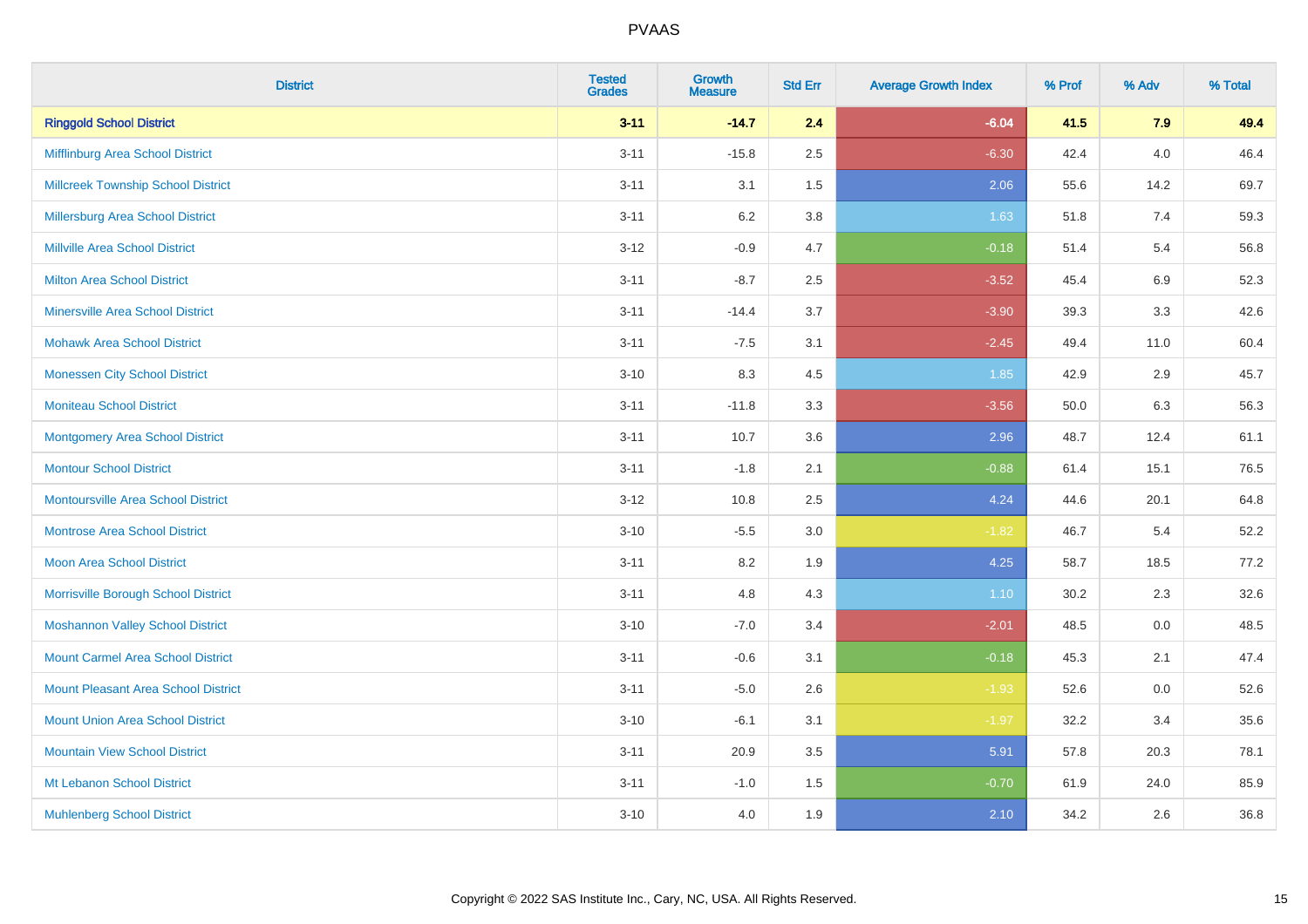# PVAAS

| District | Tested Grades | Growth Measure | Std Err | Average Growth Index | % Prof | % Adv | % Total |
|---|---|---|---|---|---|---|---|
| **Ringgold School District** | **3-11** | **-14.7** | **2.4** | **-6.04** | **41.5** | **7.9** | **49.4** |
| Mifflinburg Area School District | 3-11 | -15.8 | 2.5 | -6.30 | 42.4 | 4.0 | 46.4 |
| Millcreek Township School District | 3-11 | 3.1 | 1.5 | 2.06 | 55.6 | 14.2 | 69.7 |
| Millersburg Area School District | 3-11 | 6.2 | 3.8 | 1.63 | 51.8 | 7.4 | 59.3 |
| Millville Area School District | 3-12 | -0.9 | 4.7 | -0.18 | 51.4 | 5.4 | 56.8 |
| Milton Area School District | 3-11 | -8.7 | 2.5 | -3.52 | 45.4 | 6.9 | 52.3 |
| Minersville Area School District | 3-11 | -14.4 | 3.7 | -3.90 | 39.3 | 3.3 | 42.6 |
| Mohawk Area School District | 3-11 | -7.5 | 3.1 | -2.45 | 49.4 | 11.0 | 60.4 |
| Monessen City School District | 3-10 | 8.3 | 4.5 | 1.85 | 42.9 | 2.9 | 45.7 |
| Moniteau School District | 3-11 | -11.8 | 3.3 | -3.56 | 50.0 | 6.3 | 56.3 |
| Montgomery Area School District | 3-11 | 10.7 | 3.6 | 2.96 | 48.7 | 12.4 | 61.1 |
| Montour School District | 3-11 | -1.8 | 2.1 | -0.88 | 61.4 | 15.1 | 76.5 |
| Montoursville Area School District | 3-12 | 10.8 | 2.5 | 4.24 | 44.6 | 20.1 | 64.8 |
| Montrose Area School District | 3-10 | -5.5 | 3.0 | -1.82 | 46.7 | 5.4 | 52.2 |
| Moon Area School District | 3-11 | 8.2 | 1.9 | 4.25 | 58.7 | 18.5 | 77.2 |
| Morrisville Borough School District | 3-11 | 4.8 | 4.3 | 1.10 | 30.2 | 2.3 | 32.6 |
| Moshannon Valley School District | 3-10 | -7.0 | 3.4 | -2.01 | 48.5 | 0.0 | 48.5 |
| Mount Carmel Area School District | 3-11 | -0.6 | 3.1 | -0.18 | 45.3 | 2.1 | 47.4 |
| Mount Pleasant Area School District | 3-11 | -5.0 | 2.6 | -1.93 | 52.6 | 0.0 | 52.6 |
| Mount Union Area School District | 3-10 | -6.1 | 3.1 | -1.97 | 32.2 | 3.4 | 35.6 |
| Mountain View School District | 3-11 | 20.9 | 3.5 | 5.91 | 57.8 | 20.3 | 78.1 |
| Mt Lebanon School District | 3-11 | -1.0 | 1.5 | -0.70 | 61.9 | 24.0 | 85.9 |
| Muhlenberg School District | 3-10 | 4.0 | 1.9 | 2.10 | 34.2 | 2.6 | 36.8 |

Copyright © 2022 SAS Institute Inc., Cary, NC, USA. All Rights Reserved.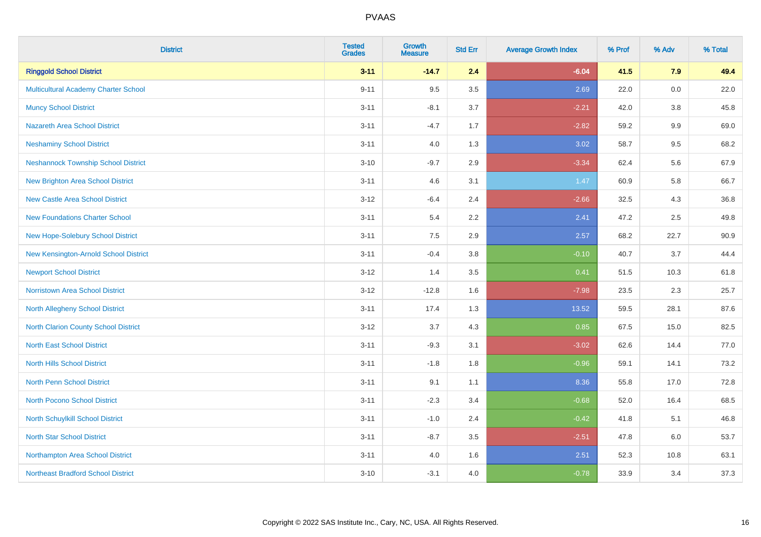# PVAAS

| District | Tested Grades | Growth Measure | Std Err | Average Growth Index | % Prof | % Adv | % Total |
|---|---|---|---|---|---|---|---|
| **Ringgold School District** | **3-11** | **-14.7** | **2.4** | **-6.04** | **41.5** | **7.9** | **49.4** |
| Multicultural Academy Charter School | 9-11 | 9.5 | 3.5 | 2.69 | 22.0 | 0.0 | 22.0 |
| Muncy School District | 3-11 | -8.1 | 3.7 | -2.21 | 42.0 | 3.8 | 45.8 |
| Nazareth Area School District | 3-11 | -4.7 | 1.7 | -2.82 | 59.2 | 9.9 | 69.0 |
| Neshaminy School District | 3-11 | 4.0 | 1.3 | 3.02 | 58.7 | 9.5 | 68.2 |
| Neshannock Township School District | 3-10 | -9.7 | 2.9 | -3.34 | 62.4 | 5.6 | 67.9 |
| New Brighton Area School District | 3-11 | 4.6 | 3.1 | 1.47 | 60.9 | 5.8 | 66.7 |
| New Castle Area School District | 3-12 | -6.4 | 2.4 | -2.66 | 32.5 | 4.3 | 36.8 |
| New Foundations Charter School | 3-11 | 5.4 | 2.2 | 2.41 | 47.2 | 2.5 | 49.8 |
| New Hope-Solebury School District | 3-11 | 7.5 | 2.9 | 2.57 | 68.2 | 22.7 | 90.9 |
| New Kensington-Arnold School District | 3-11 | -0.4 | 3.8 | -0.10 | 40.7 | 3.7 | 44.4 |
| Newport School District | 3-12 | 1.4 | 3.5 | 0.41 | 51.5 | 10.3 | 61.8 |
| Norristown Area School District | 3-12 | -12.8 | 1.6 | -7.98 | 23.5 | 2.3 | 25.7 |
| North Allegheny School District | 3-11 | 17.4 | 1.3 | 13.52 | 59.5 | 28.1 | 87.6 |
| North Clarion County School District | 3-12 | 3.7 | 4.3 | 0.85 | 67.5 | 15.0 | 82.5 |
| North East School District | 3-11 | -9.3 | 3.1 | -3.02 | 62.6 | 14.4 | 77.0 |
| North Hills School District | 3-11 | -1.8 | 1.8 | -0.96 | 59.1 | 14.1 | 73.2 |
| North Penn School District | 3-11 | 9.1 | 1.1 | 8.36 | 55.8 | 17.0 | 72.8 |
| North Pocono School District | 3-11 | -2.3 | 3.4 | -0.68 | 52.0 | 16.4 | 68.5 |
| North Schuylkill School District | 3-11 | -1.0 | 2.4 | -0.42 | 41.8 | 5.1 | 46.8 |
| North Star School District | 3-11 | -8.7 | 3.5 | -2.51 | 47.8 | 6.0 | 53.7 |
| Northampton Area School District | 3-11 | 4.0 | 1.6 | 2.51 | 52.3 | 10.8 | 63.1 |
| Northeast Bradford School District | 3-10 | -3.1 | 4.0 | -0.78 | 33.9 | 3.4 | 37.3 |

Copyright © 2022 SAS Institute Inc., Cary, NC, USA. All Rights Reserved.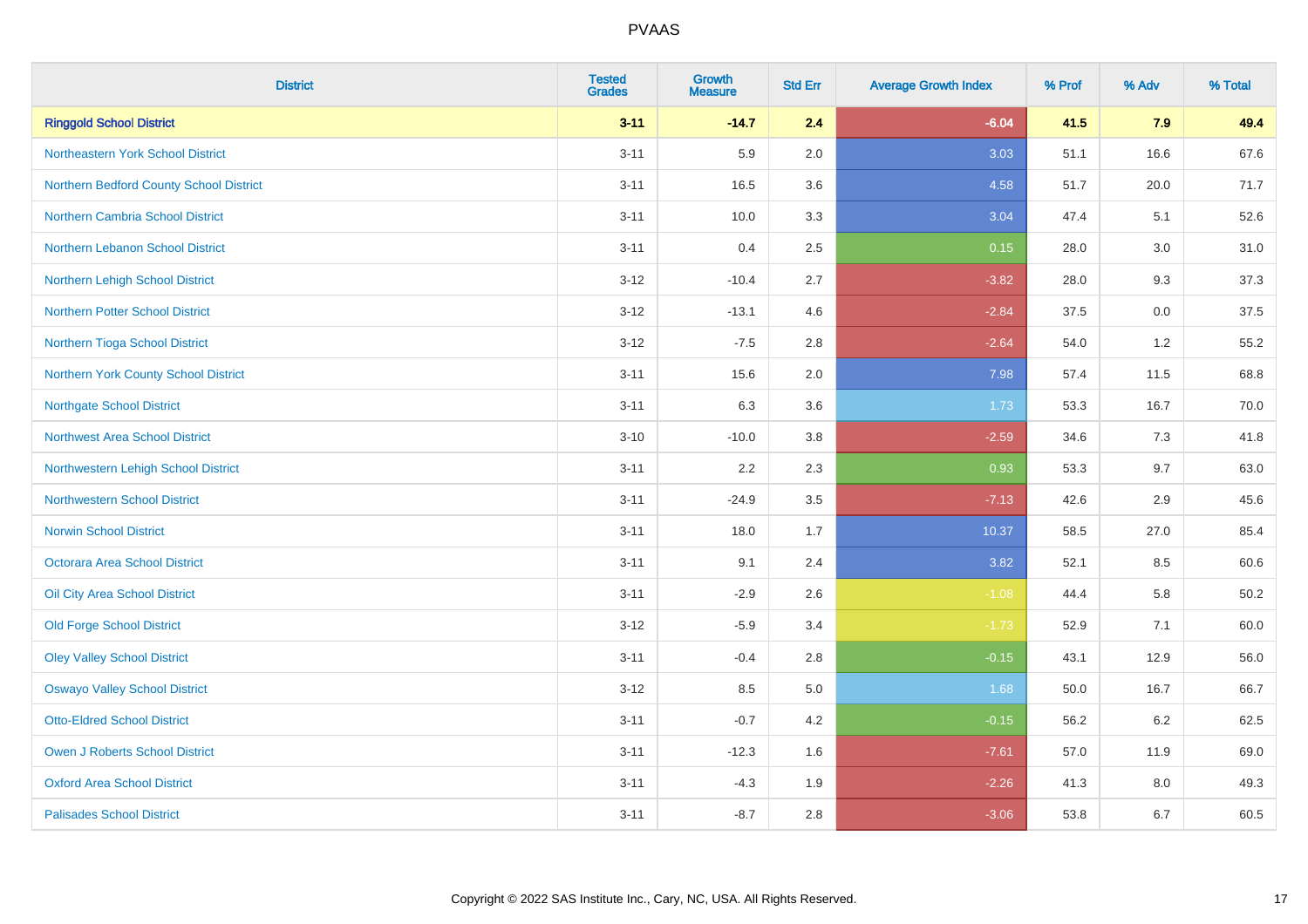| District | Tested Grades | Growth Measure | Std Err | Average Growth Index | % Prof | % Adv | % Total |
|---|---|---|---|---|---|---|---|
| **Ringgold School District** | **3-11** | **-14.7** | **2.4** | **-6.04** | **41.5** | **7.9** | **49.4** |
| Northeastern York School District | 3-11 | 5.9 | 2.0 | 3.03 | 51.1 | 16.6 | 67.6 |
| Northern Bedford County School District | 3-11 | 16.5 | 3.6 | 4.58 | 51.7 | 20.0 | 71.7 |
| Northern Cambria School District | 3-11 | 10.0 | 3.3 | 3.04 | 47.4 | 5.1 | 52.6 |
| Northern Lebanon School District | 3-11 | 0.4 | 2.5 | 0.15 | 28.0 | 3.0 | 31.0 |
| Northern Lehigh School District | 3-12 | -10.4 | 2.7 | -3.82 | 28.0 | 9.3 | 37.3 |
| Northern Potter School District | 3-12 | -13.1 | 4.6 | -2.84 | 37.5 | 0.0 | 37.5 |
| Northern Tioga School District | 3-12 | -7.5 | 2.8 | -2.64 | 54.0 | 1.2 | 55.2 |
| Northern York County School District | 3-11 | 15.6 | 2.0 | 7.98 | 57.4 | 11.5 | 68.8 |
| Northgate School District | 3-11 | 6.3 | 3.6 | 1.73 | 53.3 | 16.7 | 70.0 |
| Northwest Area School District | 3-10 | -10.0 | 3.8 | -2.59 | 34.6 | 7.3 | 41.8 |
| Northwestern Lehigh School District | 3-11 | 2.2 | 2.3 | 0.93 | 53.3 | 9.7 | 63.0 |
| Northwestern School District | 3-11 | -24.9 | 3.5 | -7.13 | 42.6 | 2.9 | 45.6 |
| Norwin School District | 3-11 | 18.0 | 1.7 | 10.37 | 58.5 | 27.0 | 85.4 |
| Octorara Area School District | 3-11 | 9.1 | 2.4 | 3.82 | 52.1 | 8.5 | 60.6 |
| Oil City Area School District | 3-11 | -2.9 | 2.6 | -1.08 | 44.4 | 5.8 | 50.2 |
| Old Forge School District | 3-12 | -5.9 | 3.4 | -1.73 | 52.9 | 7.1 | 60.0 |
| Oley Valley School District | 3-11 | -0.4 | 2.8 | -0.15 | 43.1 | 12.9 | 56.0 |
| Oswayo Valley School District | 3-12 | 8.5 | 5.0 | 1.68 | 50.0 | 16.7 | 66.7 |
| Otto-Eldred School District | 3-11 | -0.7 | 4.2 | -0.15 | 56.2 | 6.2 | 62.5 |
| Owen J Roberts School District | 3-11 | -12.3 | 1.6 | -7.61 | 57.0 | 11.9 | 69.0 |
| Oxford Area School District | 3-11 | -4.3 | 1.9 | -2.26 | 41.3 | 8.0 | 49.3 |
| Palisades School District | 3-11 | -8.7 | 2.8 | -3.06 | 53.8 | 6.7 | 60.5 |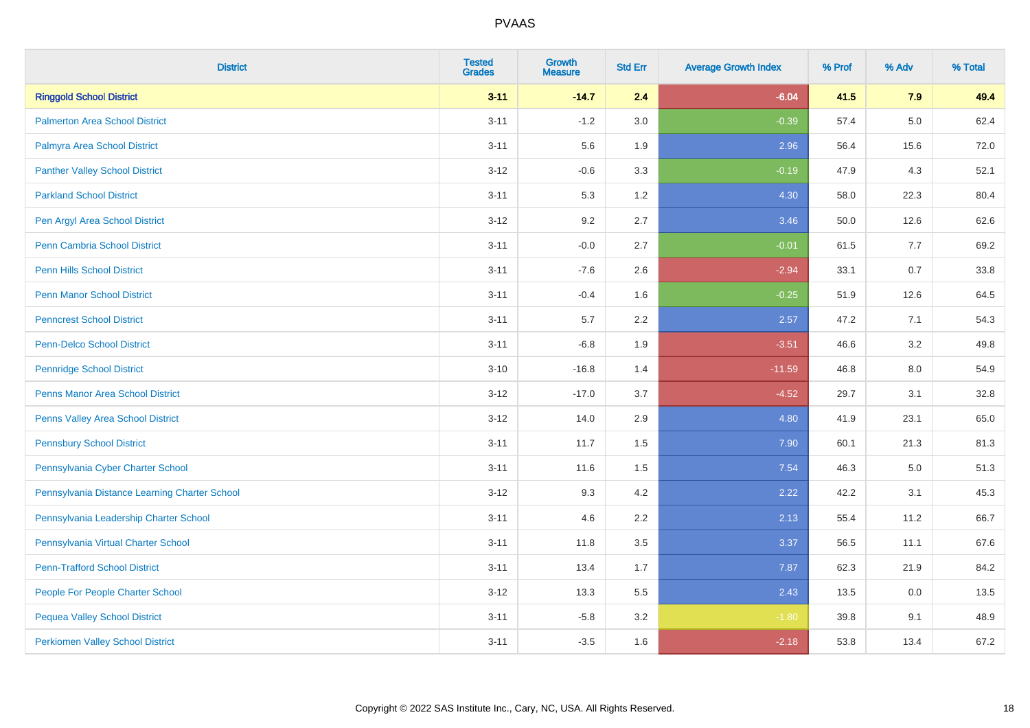# PVAAS

| District | Tested Grades | Growth Measure | Std Err | Average Growth Index | % Prof | % Adv | % Total |
|---|---|---|---|---|---|---|---|
| **Ringgold School District** | **3-11** | **-14.7** | **2.4** | **-6.04** | **41.5** | **7.9** | **49.4** |
| Palmerton Area School District | 3-11 | -1.2 | 3.0 | -0.39 | 57.4 | 5.0 | 62.4 |
| Palmyra Area School District | 3-11 | 5.6 | 1.9 | 2.96 | 56.4 | 15.6 | 72.0 |
| Panther Valley School District | 3-12 | -0.6 | 3.3 | -0.19 | 47.9 | 4.3 | 52.1 |
| Parkland School District | 3-11 | 5.3 | 1.2 | 4.30 | 58.0 | 22.3 | 80.4 |
| Pen Argyl Area School District | 3-12 | 9.2 | 2.7 | 3.46 | 50.0 | 12.6 | 62.6 |
| Penn Cambria School District | 3-11 | -0.0 | 2.7 | -0.01 | 61.5 | 7.7 | 69.2 |
| Penn Hills School District | 3-11 | -7.6 | 2.6 | -2.94 | 33.1 | 0.7 | 33.8 |
| Penn Manor School District | 3-11 | -0.4 | 1.6 | -0.25 | 51.9 | 12.6 | 64.5 |
| Penncrest School District | 3-11 | 5.7 | 2.2 | 2.57 | 47.2 | 7.1 | 54.3 |
| Penn-Delco School District | 3-11 | -6.8 | 1.9 | -3.51 | 46.6 | 3.2 | 49.8 |
| Pennridge School District | 3-10 | -16.8 | 1.4 | -11.59 | 46.8 | 8.0 | 54.9 |
| Penns Manor Area School District | 3-12 | -17.0 | 3.7 | -4.52 | 29.7 | 3.1 | 32.8 |
| Penns Valley Area School District | 3-12 | 14.0 | 2.9 | 4.80 | 41.9 | 23.1 | 65.0 |
| Pennsbury School District | 3-11 | 11.7 | 1.5 | 7.90 | 60.1 | 21.3 | 81.3 |
| Pennsylvania Cyber Charter School | 3-11 | 11.6 | 1.5 | 7.54 | 46.3 | 5.0 | 51.3 |
| Pennsylvania Distance Learning Charter School | 3-12 | 9.3 | 4.2 | 2.22 | 42.2 | 3.1 | 45.3 |
| Pennsylvania Leadership Charter School | 3-11 | 4.6 | 2.2 | 2.13 | 55.4 | 11.2 | 66.7 |
| Pennsylvania Virtual Charter School | 3-11 | 11.8 | 3.5 | 3.37 | 56.5 | 11.1 | 67.6 |
| Penn-Trafford School District | 3-11 | 13.4 | 1.7 | 7.87 | 62.3 | 21.9 | 84.2 |
| People For People Charter School | 3-12 | 13.3 | 5.5 | 2.43 | 13.5 | 0.0 | 13.5 |
| Pequea Valley School District | 3-11 | -5.8 | 3.2 | -1.80 | 39.8 | 9.1 | 48.9 |
| Perkiomen Valley School District | 3-11 | -3.5 | 1.6 | -2.18 | 53.8 | 13.4 | 67.2 |

Copyright © 2022 SAS Institute Inc., Cary, NC, USA. All Rights Reserved.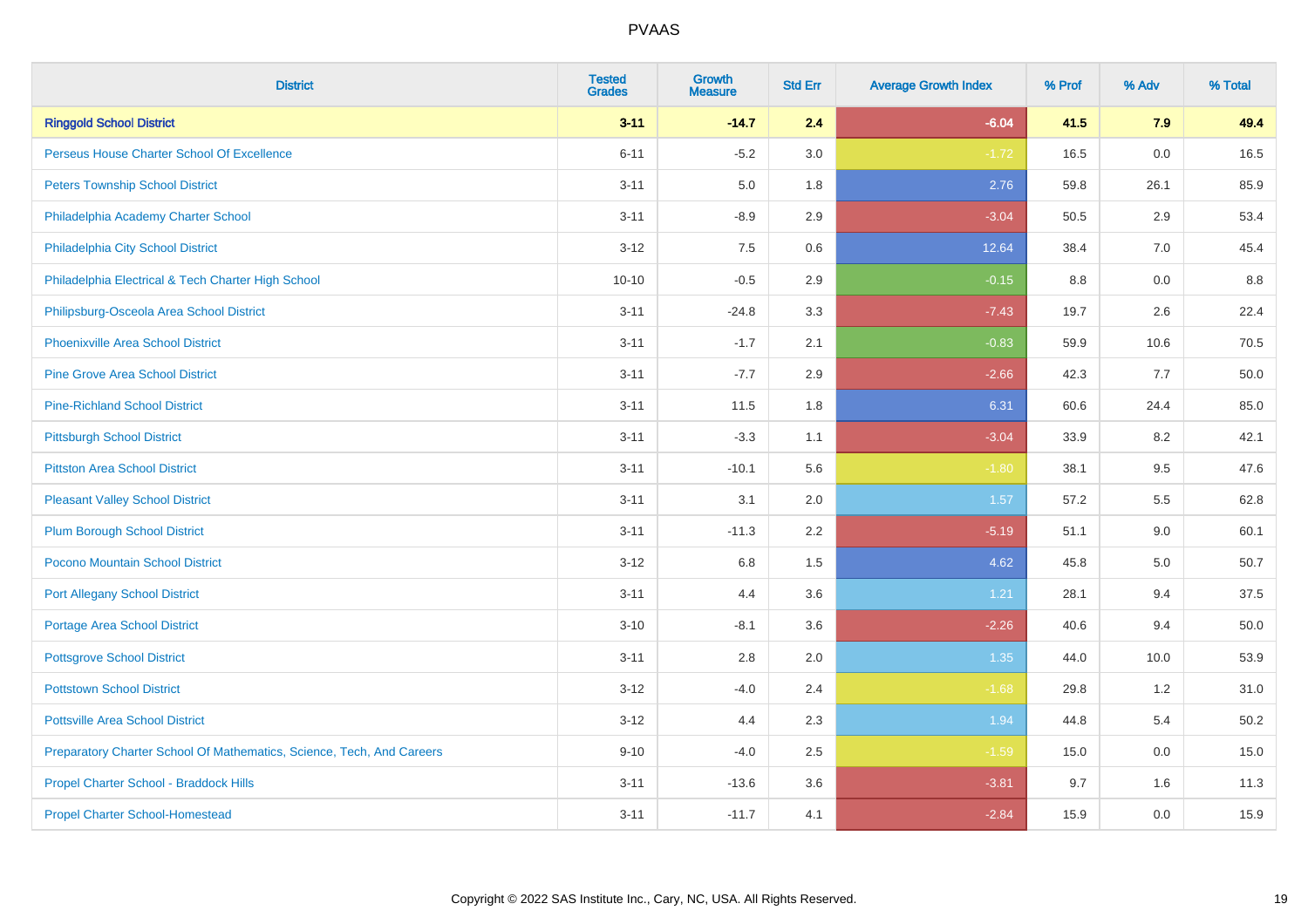# PVAAS

| District | Tested Grades | Growth Measure | Std Err | Average Growth Index | % Prof | % Adv | % Total |
|---|---|---|---|---|---|---|---|
| **Ringgold School District** | **3-11** | **-14.7** | **2.4** | **-6.04** | **41.5** | **7.9** | **49.4** |
| Perseus House Charter School Of Excellence | 6-11 | -5.2 | 3.0 | -1.72 | 16.5 | 0.0 | 16.5 |
| Peters Township School District | 3-11 | 5.0 | 1.8 | 2.76 | 59.8 | 26.1 | 85.9 |
| Philadelphia Academy Charter School | 3-11 | -8.9 | 2.9 | -3.04 | 50.5 | 2.9 | 53.4 |
| Philadelphia City School District | 3-12 | 7.5 | 0.6 | 12.64 | 38.4 | 7.0 | 45.4 |
| Philadelphia Electrical & Tech Charter High School | 10-10 | -0.5 | 2.9 | -0.15 | 8.8 | 0.0 | 8.8 |
| Philipsburg-Osceola Area School District | 3-11 | -24.8 | 3.3 | -7.43 | 19.7 | 2.6 | 22.4 |
| Phoenixville Area School District | 3-11 | -1.7 | 2.1 | -0.83 | 59.9 | 10.6 | 70.5 |
| Pine Grove Area School District | 3-11 | -7.7 | 2.9 | -2.66 | 42.3 | 7.7 | 50.0 |
| Pine-Richland School District | 3-11 | 11.5 | 1.8 | 6.31 | 60.6 | 24.4 | 85.0 |
| Pittsburgh School District | 3-11 | -3.3 | 1.1 | -3.04 | 33.9 | 8.2 | 42.1 |
| Pittston Area School District | 3-11 | -10.1 | 5.6 | -1.80 | 38.1 | 9.5 | 47.6 |
| Pleasant Valley School District | 3-11 | 3.1 | 2.0 | 1.57 | 57.2 | 5.5 | 62.8 |
| Plum Borough School District | 3-11 | -11.3 | 2.2 | -5.19 | 51.1 | 9.0 | 60.1 |
| Pocono Mountain School District | 3-12 | 6.8 | 1.5 | 4.62 | 45.8 | 5.0 | 50.7 |
| Port Allegany School District | 3-11 | 4.4 | 3.6 | 1.21 | 28.1 | 9.4 | 37.5 |
| Portage Area School District | 3-10 | -8.1 | 3.6 | -2.26 | 40.6 | 9.4 | 50.0 |
| Pottsgrove School District | 3-11 | 2.8 | 2.0 | 1.35 | 44.0 | 10.0 | 53.9 |
| Pottstown School District | 3-12 | -4.0 | 2.4 | -1.68 | 29.8 | 1.2 | 31.0 |
| Pottsville Area School District | 3-12 | 4.4 | 2.3 | 1.94 | 44.8 | 5.4 | 50.2 |
| Preparatory Charter School Of Mathematics, Science, Tech, And Careers | 9-10 | -4.0 | 2.5 | -1.59 | 15.0 | 0.0 | 15.0 |
| Propel Charter School - Braddock Hills | 3-11 | -13.6 | 3.6 | -3.81 | 9.7 | 1.6 | 11.3 |
| Propel Charter School-Homestead | 3-11 | -11.7 | 4.1 | -2.84 | 15.9 | 0.0 | 15.9 |

Copyright © 2022 SAS Institute Inc., Cary, NC, USA. All Rights Reserved.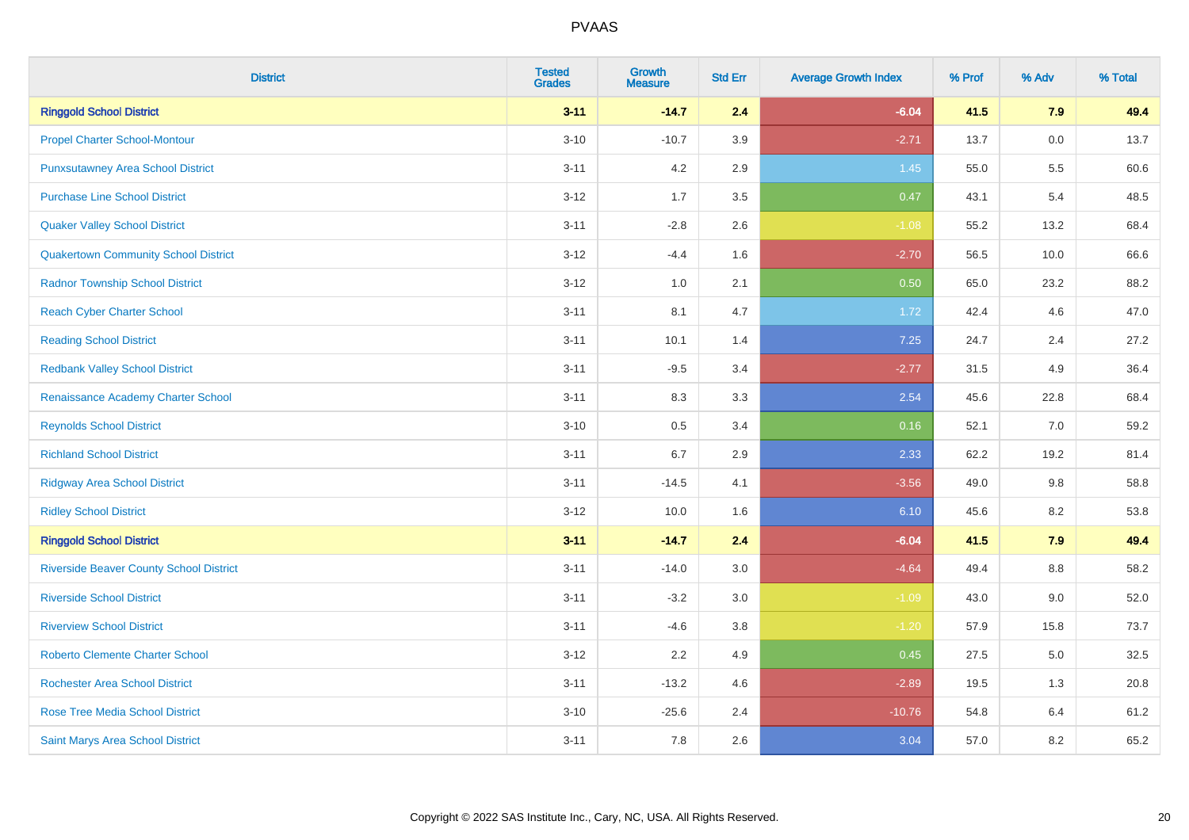| District | Tested Grades | Growth Measure | Std Err | Average Growth Index | % Prof | % Adv | % Total |
|---|---|---|---|---|---|---|---|
| **Ringgold School District** | **3-11** | **-14.7** | **2.4** | **-6.04** | **41.5** | **7.9** | **49.4** |
| Propel Charter School-Montour | 3-10 | -10.7 | 3.9 | -2.71 | 13.7 | 0.0 | 13.7 |
| Punxsutawney Area School District | 3-11 | 4.2 | 2.9 | 1.45 | 55.0 | 5.5 | 60.6 |
| Purchase Line School District | 3-12 | 1.7 | 3.5 | 0.47 | 43.1 | 5.4 | 48.5 |
| Quaker Valley School District | 3-11 | -2.8 | 2.6 | -1.08 | 55.2 | 13.2 | 68.4 |
| Quakertown Community School District | 3-12 | -4.4 | 1.6 | -2.70 | 56.5 | 10.0 | 66.6 |
| Radnor Township School District | 3-12 | 1.0 | 2.1 | 0.50 | 65.0 | 23.2 | 88.2 |
| Reach Cyber Charter School | 3-11 | 8.1 | 4.7 | 1.72 | 42.4 | 4.6 | 47.0 |
| Reading School District | 3-11 | 10.1 | 1.4 | 7.25 | 24.7 | 2.4 | 27.2 |
| Redbank Valley School District | 3-11 | -9.5 | 3.4 | -2.77 | 31.5 | 4.9 | 36.4 |
| Renaissance Academy Charter School | 3-11 | 8.3 | 3.3 | 2.54 | 45.6 | 22.8 | 68.4 |
| Reynolds School District | 3-10 | 0.5 | 3.4 | 0.16 | 52.1 | 7.0 | 59.2 |
| Richland School District | 3-11 | 6.7 | 2.9 | 2.33 | 62.2 | 19.2 | 81.4 |
| Ridgway Area School District | 3-11 | -14.5 | 4.1 | -3.56 | 49.0 | 9.8 | 58.8 |
| Ridley School District | 3-12 | 10.0 | 1.6 | 6.10 | 45.6 | 8.2 | 53.8 |
| **Ringgold School District** | **3-11** | **-14.7** | **2.4** | **-6.04** | **41.5** | **7.9** | **49.4** |
| Riverside Beaver County School District | 3-11 | -14.0 | 3.0 | -4.64 | 49.4 | 8.8 | 58.2 |
| Riverside School District | 3-11 | -3.2 | 3.0 | -1.09 | 43.0 | 9.0 | 52.0 |
| Riverview School District | 3-11 | -4.6 | 3.8 | -1.20 | 57.9 | 15.8 | 73.7 |
| Roberto Clemente Charter School | 3-12 | 2.2 | 4.9 | 0.45 | 27.5 | 5.0 | 32.5 |
| Rochester Area School District | 3-11 | -13.2 | 4.6 | -2.89 | 19.5 | 1.3 | 20.8 |
| Rose Tree Media School District | 3-10 | -25.6 | 2.4 | -10.76 | 54.8 | 6.4 | 61.2 |
| Saint Marys Area School District | 3-11 | 7.8 | 2.6 | 3.04 | 57.0 | 8.2 | 65.2 |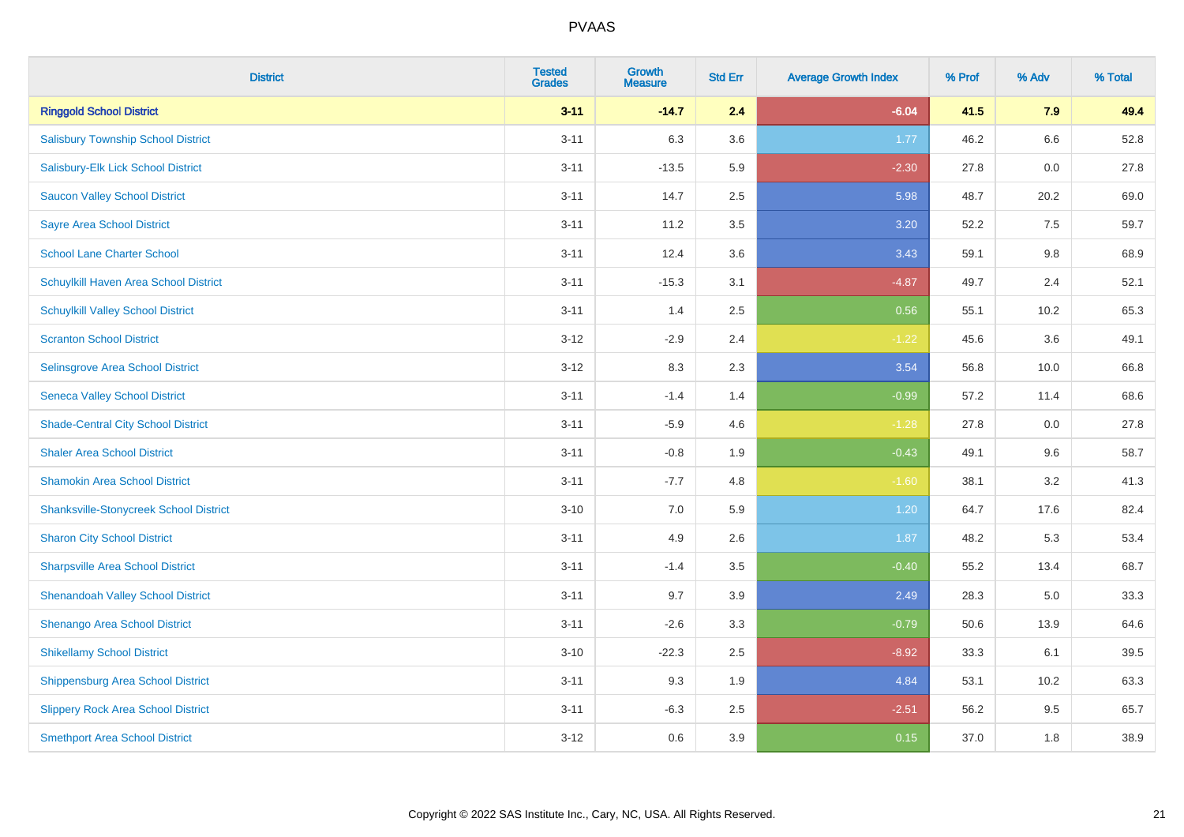| District | Tested Grades | Growth Measure | Std Err | Average Growth Index | % Prof | % Adv | % Total |
|---|---|---|---|---|---|---|---|
| **Ringgold School District** | **3-11** | **-14.7** | **2.4** | **-6.04** | **41.5** | **7.9** | **49.4** |
| Salisbury Township School District | 3-11 | 6.3 | 3.6 | 1.77 | 46.2 | 6.6 | 52.8 |
| Salisbury-Elk Lick School District | 3-11 | -13.5 | 5.9 | -2.30 | 27.8 | 0.0 | 27.8 |
| Saucon Valley School District | 3-11 | 14.7 | 2.5 | 5.98 | 48.7 | 20.2 | 69.0 |
| Sayre Area School District | 3-11 | 11.2 | 3.5 | 3.20 | 52.2 | 7.5 | 59.7 |
| School Lane Charter School | 3-11 | 12.4 | 3.6 | 3.43 | 59.1 | 9.8 | 68.9 |
| Schuylkill Haven Area School District | 3-11 | -15.3 | 3.1 | -4.87 | 49.7 | 2.4 | 52.1 |
| Schuylkill Valley School District | 3-11 | 1.4 | 2.5 | 0.56 | 55.1 | 10.2 | 65.3 |
| Scranton School District | 3-12 | -2.9 | 2.4 | -1.22 | 45.6 | 3.6 | 49.1 |
| Selinsgrove Area School District | 3-12 | 8.3 | 2.3 | 3.54 | 56.8 | 10.0 | 66.8 |
| Seneca Valley School District | 3-11 | -1.4 | 1.4 | -0.99 | 57.2 | 11.4 | 68.6 |
| Shade-Central City School District | 3-11 | -5.9 | 4.6 | -1.28 | 27.8 | 0.0 | 27.8 |
| Shaler Area School District | 3-11 | -0.8 | 1.9 | -0.43 | 49.1 | 9.6 | 58.7 |
| Shamokin Area School District | 3-11 | -7.7 | 4.8 | -1.60 | 38.1 | 3.2 | 41.3 |
| Shanksville-Stonycreek School District | 3-10 | 7.0 | 5.9 | 1.20 | 64.7 | 17.6 | 82.4 |
| Sharon City School District | 3-11 | 4.9 | 2.6 | 1.87 | 48.2 | 5.3 | 53.4 |
| Sharpsville Area School District | 3-11 | -1.4 | 3.5 | -0.40 | 55.2 | 13.4 | 68.7 |
| Shenandoah Valley School District | 3-11 | 9.7 | 3.9 | 2.49 | 28.3 | 5.0 | 33.3 |
| Shenango Area School District | 3-11 | -2.6 | 3.3 | -0.79 | 50.6 | 13.9 | 64.6 |
| Shikellamy School District | 3-10 | -22.3 | 2.5 | -8.92 | 33.3 | 6.1 | 39.5 |
| Shippensburg Area School District | 3-11 | 9.3 | 1.9 | 4.84 | 53.1 | 10.2 | 63.3 |
| Slippery Rock Area School District | 3-11 | -6.3 | 2.5 | -2.51 | 56.2 | 9.5 | 65.7 |
| Smethport Area School District | 3-12 | 0.6 | 3.9 | 0.15 | 37.0 | 1.8 | 38.9 |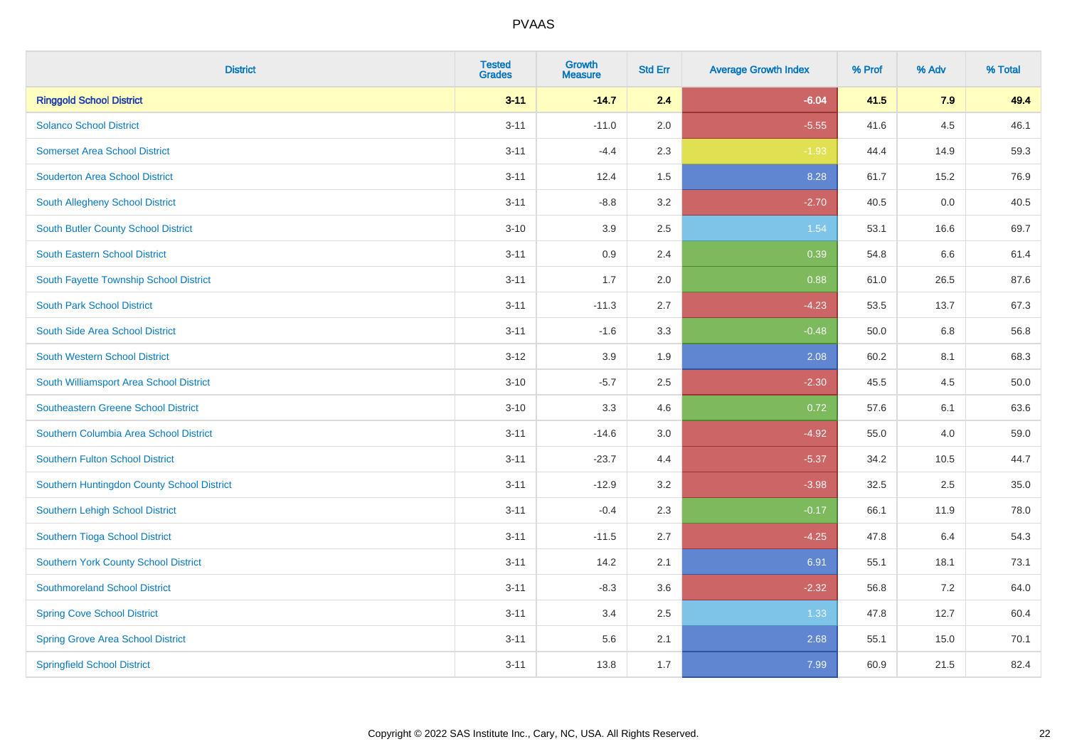| District | Tested Grades | Growth Measure | Std Err | Average Growth Index | % Prof | % Adv | % Total |
|---|---|---|---|---|---|---|---|
| **Ringgold School District** | **3-11** | **-14.7** | **2.4** | **-6.04** | **41.5** | **7.9** | **49.4** |
| Solanco School District | 3-11 | -11.0 | 2.0 | -5.55 | 41.6 | 4.5 | 46.1 |
| Somerset Area School District | 3-11 | -4.4 | 2.3 | -1.93 | 44.4 | 14.9 | 59.3 |
| Souderton Area School District | 3-11 | 12.4 | 1.5 | 8.28 | 61.7 | 15.2 | 76.9 |
| South Allegheny School District | 3-11 | -8.8 | 3.2 | -2.70 | 40.5 | 0.0 | 40.5 |
| South Butler County School District | 3-10 | 3.9 | 2.5 | 1.54 | 53.1 | 16.6 | 69.7 |
| South Eastern School District | 3-11 | 0.9 | 2.4 | 0.39 | 54.8 | 6.6 | 61.4 |
| South Fayette Township School District | 3-11 | 1.7 | 2.0 | 0.88 | 61.0 | 26.5 | 87.6 |
| South Park School District | 3-11 | -11.3 | 2.7 | -4.23 | 53.5 | 13.7 | 67.3 |
| South Side Area School District | 3-11 | -1.6 | 3.3 | -0.48 | 50.0 | 6.8 | 56.8 |
| South Western School District | 3-12 | 3.9 | 1.9 | 2.08 | 60.2 | 8.1 | 68.3 |
| South Williamsport Area School District | 3-10 | -5.7 | 2.5 | -2.30 | 45.5 | 4.5 | 50.0 |
| Southeastern Greene School District | 3-10 | 3.3 | 4.6 | 0.72 | 57.6 | 6.1 | 63.6 |
| Southern Columbia Area School District | 3-11 | -14.6 | 3.0 | -4.92 | 55.0 | 4.0 | 59.0 |
| Southern Fulton School District | 3-11 | -23.7 | 4.4 | -5.37 | 34.2 | 10.5 | 44.7 |
| Southern Huntingdon County School District | 3-11 | -12.9 | 3.2 | -3.98 | 32.5 | 2.5 | 35.0 |
| Southern Lehigh School District | 3-11 | -0.4 | 2.3 | -0.17 | 66.1 | 11.9 | 78.0 |
| Southern Tioga School District | 3-11 | -11.5 | 2.7 | -4.25 | 47.8 | 6.4 | 54.3 |
| Southern York County School District | 3-11 | 14.2 | 2.1 | 6.91 | 55.1 | 18.1 | 73.1 |
| Southmoreland School District | 3-11 | -8.3 | 3.6 | -2.32 | 56.8 | 7.2 | 64.0 |
| Spring Cove School District | 3-11 | 3.4 | 2.5 | 1.33 | 47.8 | 12.7 | 60.4 |
| Spring Grove Area School District | 3-11 | 5.6 | 2.1 | 2.68 | 55.1 | 15.0 | 70.1 |
| Springfield School District | 3-11 | 13.8 | 1.7 | 7.99 | 60.9 | 21.5 | 82.4 |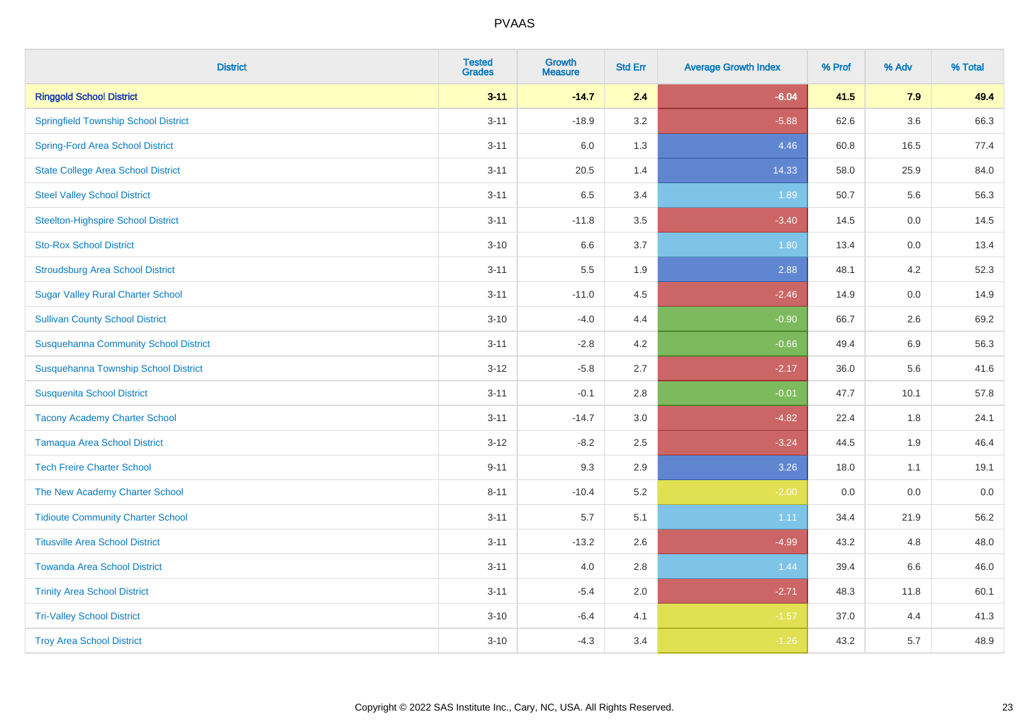# PVAAS

| District | Tested Grades | Growth Measure | Std Err | Average Growth Index | % Prof | % Adv | % Total |
|---|---|---|---|---|---|---|---|
| **Ringgold School District** | **3-11** | **-14.7** | **2.4** | **-6.04** | **41.5** | **7.9** | **49.4** |
| Springfield Township School District | 3-11 | -18.9 | 3.2 | -5.88 | 62.6 | 3.6 | 66.3 |
| Spring-Ford Area School District | 3-11 | 6.0 | 1.3 | 4.46 | 60.8 | 16.5 | 77.4 |
| State College Area School District | 3-11 | 20.5 | 1.4 | 14.33 | 58.0 | 25.9 | 84.0 |
| Steel Valley School District | 3-11 | 6.5 | 3.4 | 1.89 | 50.7 | 5.6 | 56.3 |
| Steelton-Highspire School District | 3-11 | -11.8 | 3.5 | -3.40 | 14.5 | 0.0 | 14.5 |
| Sto-Rox School District | 3-10 | 6.6 | 3.7 | 1.80 | 13.4 | 0.0 | 13.4 |
| Stroudsburg Area School District | 3-11 | 5.5 | 1.9 | 2.88 | 48.1 | 4.2 | 52.3 |
| Sugar Valley Rural Charter School | 3-11 | -11.0 | 4.5 | -2.46 | 14.9 | 0.0 | 14.9 |
| Sullivan County School District | 3-10 | -4.0 | 4.4 | -0.90 | 66.7 | 2.6 | 69.2 |
| Susquehanna Community School District | 3-11 | -2.8 | 4.2 | -0.66 | 49.4 | 6.9 | 56.3 |
| Susquehanna Township School District | 3-12 | -5.8 | 2.7 | -2.17 | 36.0 | 5.6 | 41.6 |
| Susquenita School District | 3-11 | -0.1 | 2.8 | -0.01 | 47.7 | 10.1 | 57.8 |
| Tacony Academy Charter School | 3-11 | -14.7 | 3.0 | -4.82 | 22.4 | 1.8 | 24.1 |
| Tamaqua Area School District | 3-12 | -8.2 | 2.5 | -3.24 | 44.5 | 1.9 | 46.4 |
| Tech Freire Charter School | 9-11 | 9.3 | 2.9 | 3.26 | 18.0 | 1.1 | 19.1 |
| The New Academy Charter School | 8-11 | -10.4 | 5.2 | -2.00 | 0.0 | 0.0 | 0.0 |
| Tidioute Community Charter School | 3-11 | 5.7 | 5.1 | 1.11 | 34.4 | 21.9 | 56.2 |
| Titusville Area School District | 3-11 | -13.2 | 2.6 | -4.99 | 43.2 | 4.8 | 48.0 |
| Towanda Area School District | 3-11 | 4.0 | 2.8 | 1.44 | 39.4 | 6.6 | 46.0 |
| Trinity Area School District | 3-11 | -5.4 | 2.0 | -2.71 | 48.3 | 11.8 | 60.1 |
| Tri-Valley School District | 3-10 | -6.4 | 4.1 | -1.57 | 37.0 | 4.4 | 41.3 |
| Troy Area School District | 3-10 | -4.3 | 3.4 | -1.26 | 43.2 | 5.7 | 48.9 |

Copyright © 2022 SAS Institute Inc., Cary, NC, USA. All Rights Reserved.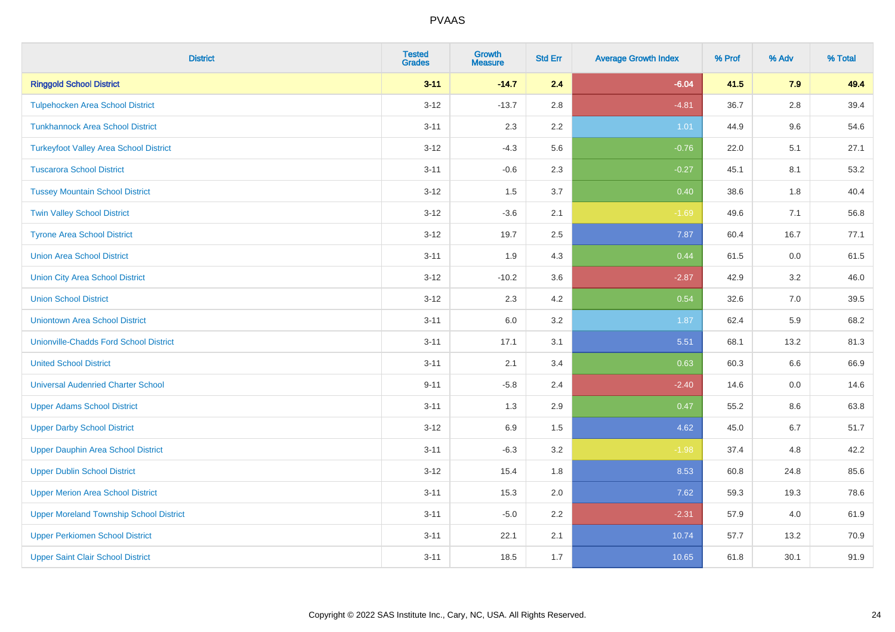| District | Tested Grades | Growth Measure | Std Err | Average Growth Index | % Prof | % Adv | % Total |
|---|---|---|---|---|---|---|---|
| **Ringgold School District** | **3-11** | **-14.7** | **2.4** | **-6.04** | **41.5** | **7.9** | **49.4** |
| Tulpehocken Area School District | 3-12 | -13.7 | 2.8 | -4.81 | 36.7 | 2.8 | 39.4 |
| Tunkhannock Area School District | 3-11 | 2.3 | 2.2 | 1.01 | 44.9 | 9.6 | 54.6 |
| Turkeyfoot Valley Area School District | 3-12 | -4.3 | 5.6 | -0.76 | 22.0 | 5.1 | 27.1 |
| Tuscarora School District | 3-11 | -0.6 | 2.3 | -0.27 | 45.1 | 8.1 | 53.2 |
| Tussey Mountain School District | 3-12 | 1.5 | 3.7 | 0.40 | 38.6 | 1.8 | 40.4 |
| Twin Valley School District | 3-12 | -3.6 | 2.1 | -1.69 | 49.6 | 7.1 | 56.8 |
| Tyrone Area School District | 3-12 | 19.7 | 2.5 | 7.87 | 60.4 | 16.7 | 77.1 |
| Union Area School District | 3-11 | 1.9 | 4.3 | 0.44 | 61.5 | 0.0 | 61.5 |
| Union City Area School District | 3-12 | -10.2 | 3.6 | -2.87 | 42.9 | 3.2 | 46.0 |
| Union School District | 3-12 | 2.3 | 4.2 | 0.54 | 32.6 | 7.0 | 39.5 |
| Uniontown Area School District | 3-11 | 6.0 | 3.2 | 1.87 | 62.4 | 5.9 | 68.2 |
| Unionville-Chadds Ford School District | 3-11 | 17.1 | 3.1 | 5.51 | 68.1 | 13.2 | 81.3 |
| United School District | 3-11 | 2.1 | 3.4 | 0.63 | 60.3 | 6.6 | 66.9 |
| Universal Audenried Charter School | 9-11 | -5.8 | 2.4 | -2.40 | 14.6 | 0.0 | 14.6 |
| Upper Adams School District | 3-11 | 1.3 | 2.9 | 0.47 | 55.2 | 8.6 | 63.8 |
| Upper Darby School District | 3-12 | 6.9 | 1.5 | 4.62 | 45.0 | 6.7 | 51.7 |
| Upper Dauphin Area School District | 3-11 | -6.3 | 3.2 | -1.98 | 37.4 | 4.8 | 42.2 |
| Upper Dublin School District | 3-12 | 15.4 | 1.8 | 8.53 | 60.8 | 24.8 | 85.6 |
| Upper Merion Area School District | 3-11 | 15.3 | 2.0 | 7.62 | 59.3 | 19.3 | 78.6 |
| Upper Moreland Township School District | 3-11 | -5.0 | 2.2 | -2.31 | 57.9 | 4.0 | 61.9 |
| Upper Perkiomen School District | 3-11 | 22.1 | 2.1 | 10.74 | 57.7 | 13.2 | 70.9 |
| Upper Saint Clair School District | 3-11 | 18.5 | 1.7 | 10.65 | 61.8 | 30.1 | 91.9 |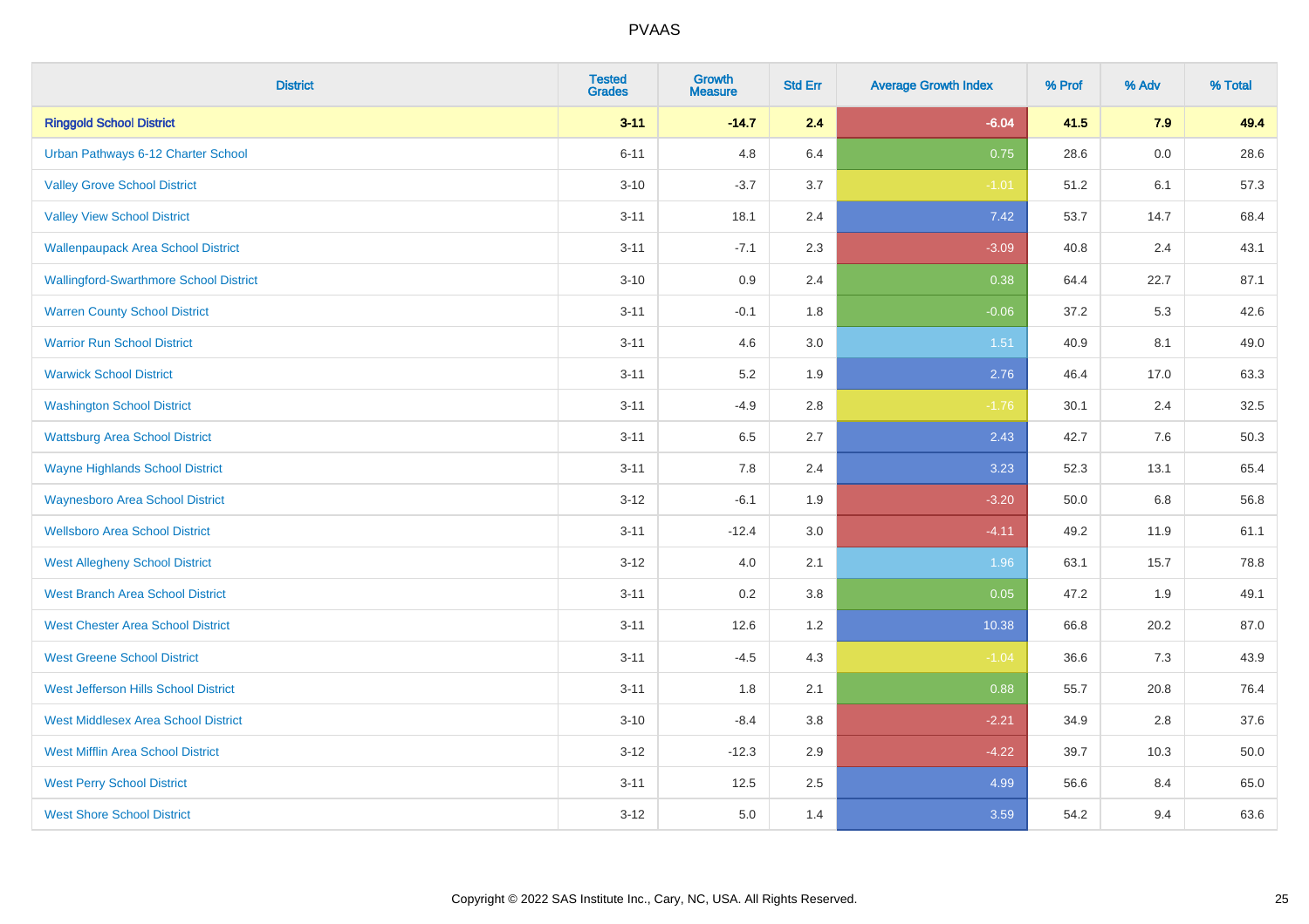| District | Tested Grades | Growth Measure | Std Err | Average Growth Index | % Prof | % Adv | % Total |
|---|---|---|---|---|---|---|---|
| **Ringgold School District** | **3-11** | **-14.7** | **2.4** | **-6.04** | **41.5** | **7.9** | **49.4** |
| Urban Pathways 6-12 Charter School | 6-11 | 4.8 | 6.4 | 0.75 | 28.6 | 0.0 | 28.6 |
| Valley Grove School District | 3-10 | -3.7 | 3.7 | -1.01 | 51.2 | 6.1 | 57.3 |
| Valley View School District | 3-11 | 18.1 | 2.4 | 7.42 | 53.7 | 14.7 | 68.4 |
| Wallenpaupack Area School District | 3-11 | -7.1 | 2.3 | -3.09 | 40.8 | 2.4 | 43.1 |
| Wallingford-Swarthmore School District | 3-10 | 0.9 | 2.4 | 0.38 | 64.4 | 22.7 | 87.1 |
| Warren County School District | 3-11 | -0.1 | 1.8 | -0.06 | 37.2 | 5.3 | 42.6 |
| Warrior Run School District | 3-11 | 4.6 | 3.0 | 1.51 | 40.9 | 8.1 | 49.0 |
| Warwick School District | 3-11 | 5.2 | 1.9 | 2.76 | 46.4 | 17.0 | 63.3 |
| Washington School District | 3-11 | -4.9 | 2.8 | -1.76 | 30.1 | 2.4 | 32.5 |
| Wattsburg Area School District | 3-11 | 6.5 | 2.7 | 2.43 | 42.7 | 7.6 | 50.3 |
| Wayne Highlands School District | 3-11 | 7.8 | 2.4 | 3.23 | 52.3 | 13.1 | 65.4 |
| Waynesboro Area School District | 3-12 | -6.1 | 1.9 | -3.20 | 50.0 | 6.8 | 56.8 |
| Wellsboro Area School District | 3-11 | -12.4 | 3.0 | -4.11 | 49.2 | 11.9 | 61.1 |
| West Allegheny School District | 3-12 | 4.0 | 2.1 | 1.96 | 63.1 | 15.7 | 78.8 |
| West Branch Area School District | 3-11 | 0.2 | 3.8 | 0.05 | 47.2 | 1.9 | 49.1 |
| West Chester Area School District | 3-11 | 12.6 | 1.2 | 10.38 | 66.8 | 20.2 | 87.0 |
| West Greene School District | 3-11 | -4.5 | 4.3 | -1.04 | 36.6 | 7.3 | 43.9 |
| West Jefferson Hills School District | 3-11 | 1.8 | 2.1 | 0.88 | 55.7 | 20.8 | 76.4 |
| West Middlesex Area School District | 3-10 | -8.4 | 3.8 | -2.21 | 34.9 | 2.8 | 37.6 |
| West Mifflin Area School District | 3-12 | -12.3 | 2.9 | -4.22 | 39.7 | 10.3 | 50.0 |
| West Perry School District | 3-11 | 12.5 | 2.5 | 4.99 | 56.6 | 8.4 | 65.0 |
| West Shore School District | 3-12 | 5.0 | 1.4 | 3.59 | 54.2 | 9.4 | 63.6 |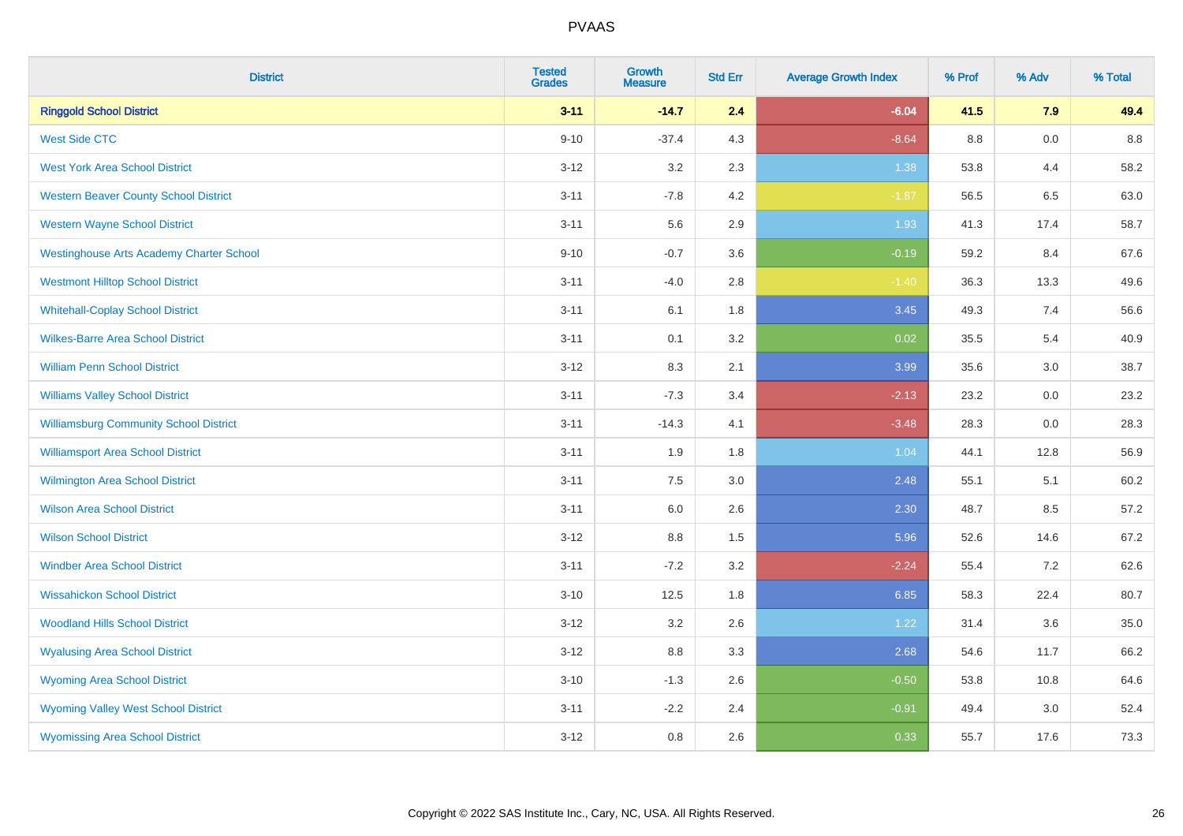| District | Tested Grades | Growth Measure | Std Err | Average Growth Index | % Prof | % Adv | % Total |
|---|---|---|---|---|---|---|---|
| **Ringgold School District** | **3-11** | **-14.7** | **2.4** | **-6.04** | **41.5** | **7.9** | **49.4** |
| West Side CTC | 9-10 | -37.4 | 4.3 | -8.64 | 8.8 | 0.0 | 8.8 |
| West York Area School District | 3-12 | 3.2 | 2.3 | 1.38 | 53.8 | 4.4 | 58.2 |
| Western Beaver County School District | 3-11 | -7.8 | 4.2 | -1.87 | 56.5 | 6.5 | 63.0 |
| Western Wayne School District | 3-11 | 5.6 | 2.9 | 1.93 | 41.3 | 17.4 | 58.7 |
| Westinghouse Arts Academy Charter School | 9-10 | -0.7 | 3.6 | -0.19 | 59.2 | 8.4 | 67.6 |
| Westmont Hilltop School District | 3-11 | -4.0 | 2.8 | -1.40 | 36.3 | 13.3 | 49.6 |
| Whitehall-Coplay School District | 3-11 | 6.1 | 1.8 | 3.45 | 49.3 | 7.4 | 56.6 |
| Wilkes-Barre Area School District | 3-11 | 0.1 | 3.2 | 0.02 | 35.5 | 5.4 | 40.9 |
| William Penn School District | 3-12 | 8.3 | 2.1 | 3.99 | 35.6 | 3.0 | 38.7 |
| Williams Valley School District | 3-11 | -7.3 | 3.4 | -2.13 | 23.2 | 0.0 | 23.2 |
| Williamsburg Community School District | 3-11 | -14.3 | 4.1 | -3.48 | 28.3 | 0.0 | 28.3 |
| Williamsport Area School District | 3-11 | 1.9 | 1.8 | 1.04 | 44.1 | 12.8 | 56.9 |
| Wilmington Area School District | 3-11 | 7.5 | 3.0 | 2.48 | 55.1 | 5.1 | 60.2 |
| Wilson Area School District | 3-11 | 6.0 | 2.6 | 2.30 | 48.7 | 8.5 | 57.2 |
| Wilson School District | 3-12 | 8.8 | 1.5 | 5.96 | 52.6 | 14.6 | 67.2 |
| Windber Area School District | 3-11 | -7.2 | 3.2 | -2.24 | 55.4 | 7.2 | 62.6 |
| Wissahickon School District | 3-10 | 12.5 | 1.8 | 6.85 | 58.3 | 22.4 | 80.7 |
| Woodland Hills School District | 3-12 | 3.2 | 2.6 | 1.22 | 31.4 | 3.6 | 35.0 |
| Wyalusing Area School District | 3-12 | 8.8 | 3.3 | 2.68 | 54.6 | 11.7 | 66.2 |
| Wyoming Area School District | 3-10 | -1.3 | 2.6 | -0.50 | 53.8 | 10.8 | 64.6 |
| Wyoming Valley West School District | 3-11 | -2.2 | 2.4 | -0.91 | 49.4 | 3.0 | 52.4 |
| Wyomissing Area School District | 3-12 | 0.8 | 2.6 | 0.33 | 55.7 | 17.6 | 73.3 |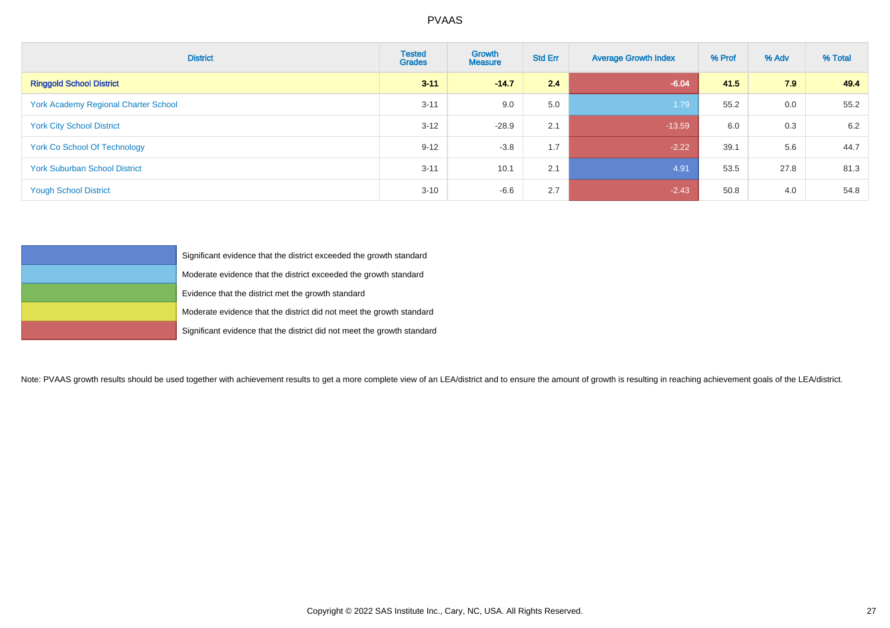PVAAS

| District | Tested Grades | Growth Measure | Std Err | Average Growth Index | % Prof | % Adv | % Total |
|---|---|---|---|---|---|---|---|
| **Ringgold School District** | **3-11** | **-14.7** | **2.4** | **-6.04** | **41.5** | **7.9** | **49.4** |
| York Academy Regional Charter School | 3-11 | 9.0 | 5.0 | 1.79 | 55.2 | 0.0 | 55.2 |
| York City School District | 3-12 | -28.9 | 2.1 | -13.59 | 6.0 | 0.3 | 6.2 |
| York Co School Of Technology | 9-12 | -3.8 | 1.7 | -2.22 | 39.1 | 5.6 | 44.7 |
| York Suburban School District | 3-11 | 10.1 | 2.1 | 4.91 | 53.5 | 27.8 | 81.3 |
| Yough School District | 3-10 | -6.6 | 2.7 | -2.43 | 50.8 | 4.0 | 54.8 |

Significant evidence that the district exceeded the growth standard

Moderate evidence that the district exceeded the growth standard

Evidence that the district met the growth standard

Moderate evidence that the district did not meet the growth standard

Significant evidence that the district did not meet the growth standard

Note: PVAAS growth results should be used together with achievement results to get a more complete view of an LEA/district and to ensure the amount of growth is resulting in reaching achievement goals of the LEA/district.

Copyright © 2022 SAS Institute Inc., Cary, NC, USA. All Rights Reserved.